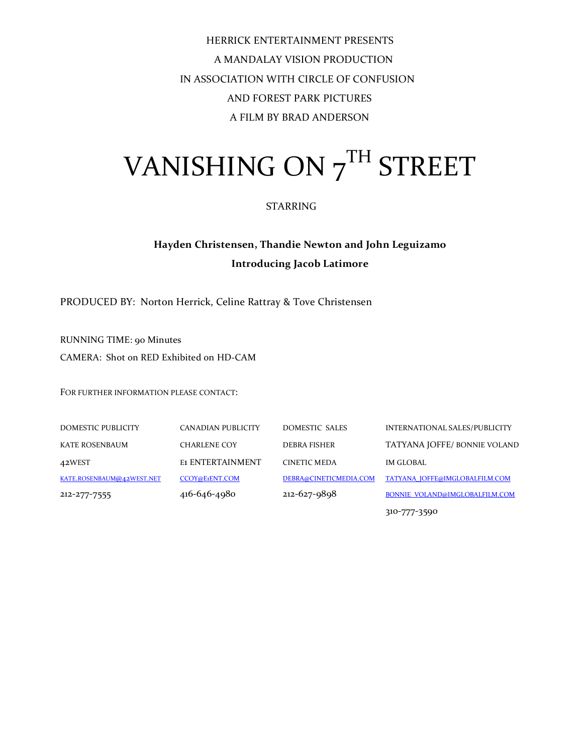HERRICK ENTERTAINMENT PRESENTS

A MANDALAY VISION PRODUCTION

IN ASSOCIATION WITH CIRCLE OF CONFUSION

AND FOREST PARK PICTURES

A FILM BY BRAD ANDERSON

# VANISHING ON 7TH STREET

STARRING

**Hayden Christensen, Thandie Newton and John Leguizamo**

**Introducing Jacob Latimore**

PRODUCED BY: Norton Herrick, Celine Rattray & Tove Christensen

RUNNING TIME: 90 Minutes

CAMERA: Shot on RED Exhibited on HD-CAM

FOR FURTHER INFORMATION PLEASE CONTACT:

| DOMESTIC PUBLICITY | CANADIAN PUBLICITY | DOMESTIC SALES | INTERNATIONAL SALES/PUBLICITY |
|---|---|---|---|
| KATE ROSENBAUM | CHARLENE COY | DEBRA FISHER | TATYANA JOFFE/ BONNIE VOLAND |
| 42WEST | E1 ENTERTAINMENT | CINETIC MEDA | IM GLOBAL |
| KATE.ROSENBAUM@42WEST.NET | CCOY@E1ENT.COM | DEBRA@CINETICMEDIA.COM | TATYANA_JOFFE@IMGLOBALFILM.COM |
| 212-277-7555 | 416-646-4980 | 212-627-9898 | BONNIE_VOLAND@IMGLOBALFILM.COM |
| | | | 310-777-3590 |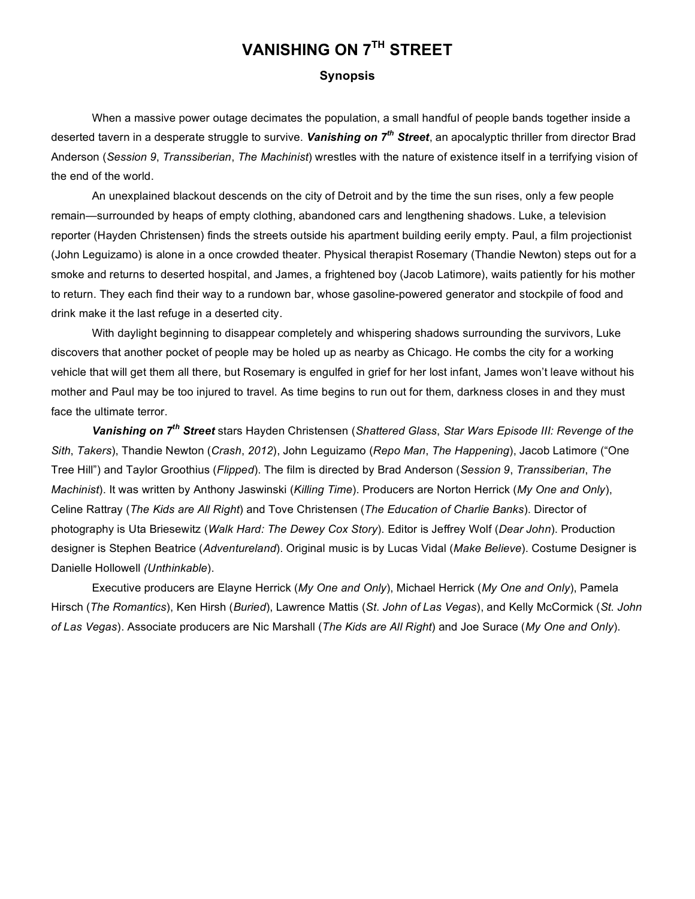# VANISHING ON 7$^{TH}$ STREET

## Synopsis

When a massive power outage decimates the population, a small handful of people bands together inside a deserted tavern in a desperate struggle to survive. ***Vanishing on 7$^{th}$ Street***, an apocalyptic thriller from director Brad Anderson (*Session 9*, *Transsiberian*, *The Machinist*) wrestles with the nature of existence itself in a terrifying vision of the end of the world.

An unexplained blackout descends on the city of Detroit and by the time the sun rises, only a few people remain—surrounded by heaps of empty clothing, abandoned cars and lengthening shadows. Luke, a television reporter (Hayden Christensen) finds the streets outside his apartment building eerily empty. Paul, a film projectionist (John Leguizamo) is alone in a once crowded theater. Physical therapist Rosemary (Thandie Newton) steps out for a smoke and returns to deserted hospital, and James, a frightened boy (Jacob Latimore), waits patiently for his mother to return. They each find their way to a rundown bar, whose gasoline-powered generator and stockpile of food and drink make it the last refuge in a deserted city.

With daylight beginning to disappear completely and whispering shadows surrounding the survivors, Luke discovers that another pocket of people may be holed up as nearby as Chicago. He combs the city for a working vehicle that will get them all there, but Rosemary is engulfed in grief for her lost infant, James won't leave without his mother and Paul may be too injured to travel. As time begins to run out for them, darkness closes in and they must face the ultimate terror.

***Vanishing on 7$^{th}$ Street*** stars Hayden Christensen (*Shattered Glass*, *Star Wars Episode III: Revenge of the Sith*, *Takers*), Thandie Newton (*Crash*, *2012*), John Leguizamo (*Repo Man*, *The Happening*), Jacob Latimore ("One Tree Hill") and Taylor Groothius (*Flipped*). The film is directed by Brad Anderson (*Session 9*, *Transsiberian*, *The Machinist*). It was written by Anthony Jaswinski (*Killing Time*). Producers are Norton Herrick (*My One and Only*), Celine Rattray (*The Kids are All Right*) and Tove Christensen (*The Education of Charlie Banks*). Director of photography is Uta Briesewitz (*Walk Hard: The Dewey Cox Story*). Editor is Jeffrey Wolf (*Dear John*). Production designer is Stephen Beatrice (*Adventureland*). Original music is by Lucas Vidal (*Make Believe*). Costume Designer is Danielle Hollowell *(Unthinkable*).

Executive producers are Elayne Herrick (*My One and Only*), Michael Herrick (*My One and Only*), Pamela Hirsch (*The Romantics*), Ken Hirsh (*Buried*), Lawrence Mattis (*St. John of Las Vegas*), and Kelly McCormick (*St. John of Las Vegas*). Associate producers are Nic Marshall (*The Kids are All Right*) and Joe Surace (*My One and Only*).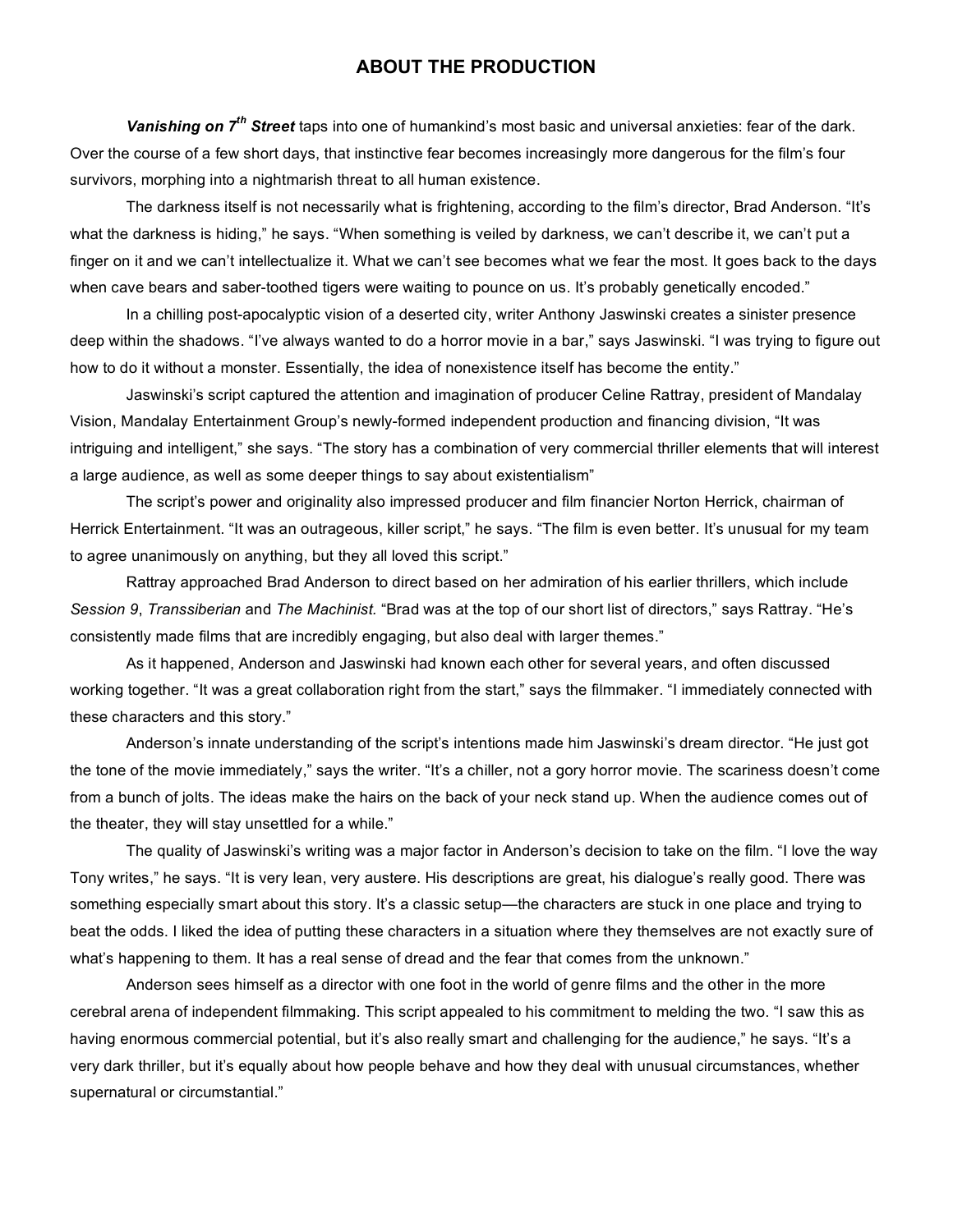# ABOUT THE PRODUCTION

***Vanishing on 7th Street*** taps into one of humankind's most basic and universal anxieties: fear of the dark. Over the course of a few short days, that instinctive fear becomes increasingly more dangerous for the film's four survivors, morphing into a nightmarish threat to all human existence.

The darkness itself is not necessarily what is frightening, according to the film's director, Brad Anderson. "It's what the darkness is hiding," he says. "When something is veiled by darkness, we can't describe it, we can't put a finger on it and we can't intellectualize it. What we can't see becomes what we fear the most. It goes back to the days when cave bears and saber-toothed tigers were waiting to pounce on us. It's probably genetically encoded."

In a chilling post-apocalyptic vision of a deserted city, writer Anthony Jaswinski creates a sinister presence deep within the shadows. "I've always wanted to do a horror movie in a bar," says Jaswinski. "I was trying to figure out how to do it without a monster. Essentially, the idea of nonexistence itself has become the entity."

Jaswinski's script captured the attention and imagination of producer Celine Rattray, president of Mandalay Vision, Mandalay Entertainment Group's newly-formed independent production and financing division, "It was intriguing and intelligent," she says. "The story has a combination of very commercial thriller elements that will interest a large audience, as well as some deeper things to say about existentialism"

The script's power and originality also impressed producer and film financier Norton Herrick, chairman of Herrick Entertainment. "It was an outrageous, killer script," he says. "The film is even better. It's unusual for my team to agree unanimously on anything, but they all loved this script."

Rattray approached Brad Anderson to direct based on her admiration of his earlier thrillers, which include *Session 9*, *Transsiberian* and *The Machinist.* "Brad was at the top of our short list of directors," says Rattray. "He's consistently made films that are incredibly engaging, but also deal with larger themes."

As it happened, Anderson and Jaswinski had known each other for several years, and often discussed working together. "It was a great collaboration right from the start," says the filmmaker. "I immediately connected with these characters and this story."

Anderson's innate understanding of the script's intentions made him Jaswinski's dream director. "He just got the tone of the movie immediately," says the writer. "It's a chiller, not a gory horror movie. The scariness doesn't come from a bunch of jolts. The ideas make the hairs on the back of your neck stand up. When the audience comes out of the theater, they will stay unsettled for a while."

The quality of Jaswinski's writing was a major factor in Anderson's decision to take on the film. "I love the way Tony writes," he says. "It is very lean, very austere. His descriptions are great, his dialogue's really good. There was something especially smart about this story. It's a classic setup—the characters are stuck in one place and trying to beat the odds. I liked the idea of putting these characters in a situation where they themselves are not exactly sure of what's happening to them. It has a real sense of dread and the fear that comes from the unknown."

Anderson sees himself as a director with one foot in the world of genre films and the other in the more cerebral arena of independent filmmaking. This script appealed to his commitment to melding the two. "I saw this as having enormous commercial potential, but it's also really smart and challenging for the audience," he says. "It's a very dark thriller, but it's equally about how people behave and how they deal with unusual circumstances, whether supernatural or circumstantial."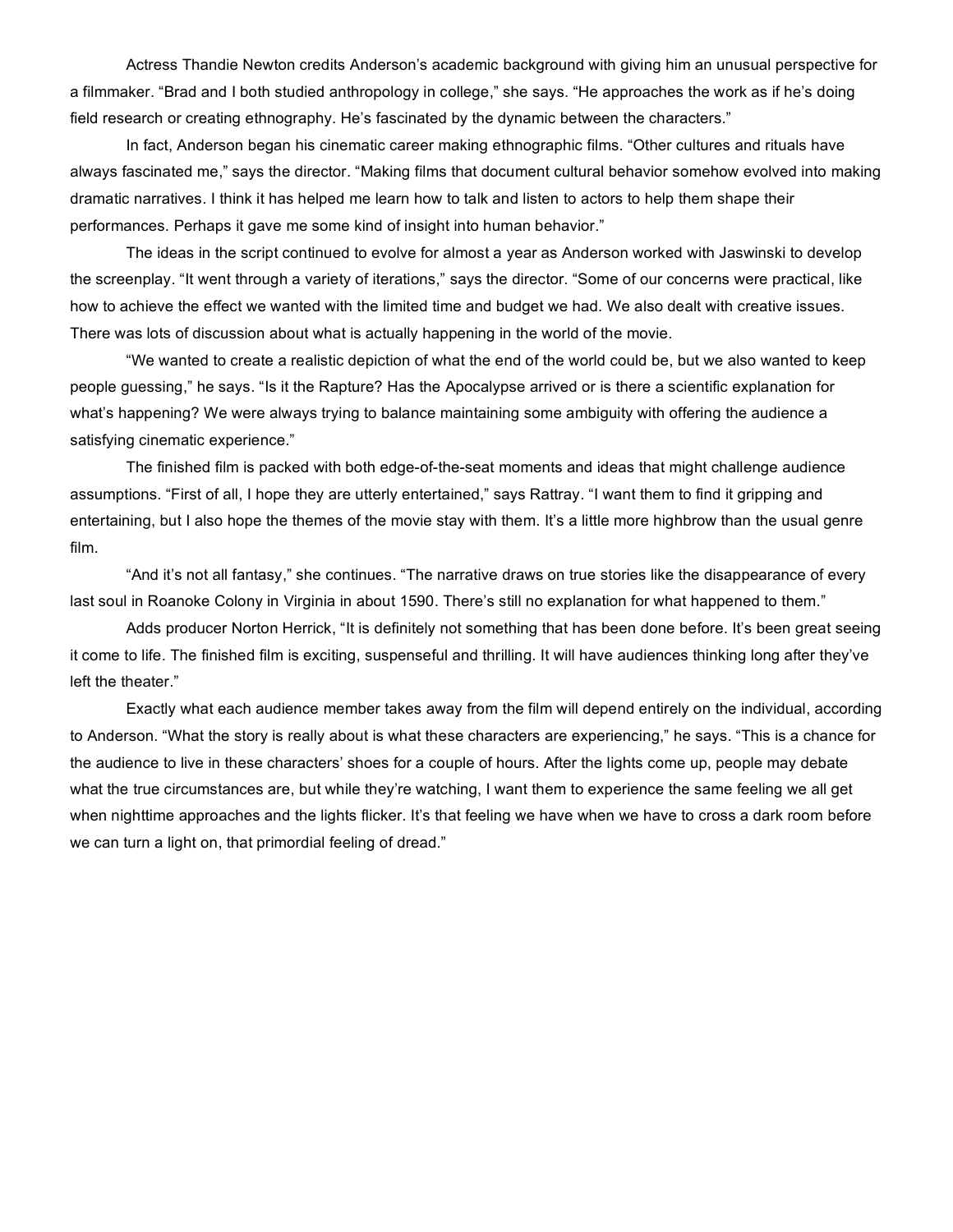Actress Thandie Newton credits Anderson's academic background with giving him an unusual perspective for a filmmaker. "Brad and I both studied anthropology in college," she says. "He approaches the work as if he's doing field research or creating ethnography. He's fascinated by the dynamic between the characters."

In fact, Anderson began his cinematic career making ethnographic films. "Other cultures and rituals have always fascinated me," says the director. "Making films that document cultural behavior somehow evolved into making dramatic narratives. I think it has helped me learn how to talk and listen to actors to help them shape their performances. Perhaps it gave me some kind of insight into human behavior."

The ideas in the script continued to evolve for almost a year as Anderson worked with Jaswinski to develop the screenplay. "It went through a variety of iterations," says the director. "Some of our concerns were practical, like how to achieve the effect we wanted with the limited time and budget we had. We also dealt with creative issues. There was lots of discussion about what is actually happening in the world of the movie.

"We wanted to create a realistic depiction of what the end of the world could be, but we also wanted to keep people guessing," he says. "Is it the Rapture? Has the Apocalypse arrived or is there a scientific explanation for what's happening? We were always trying to balance maintaining some ambiguity with offering the audience a satisfying cinematic experience."

The finished film is packed with both edge-of-the-seat moments and ideas that might challenge audience assumptions. "First of all, I hope they are utterly entertained," says Rattray. "I want them to find it gripping and entertaining, but I also hope the themes of the movie stay with them. It's a little more highbrow than the usual genre film.

"And it's not all fantasy," she continues. "The narrative draws on true stories like the disappearance of every last soul in Roanoke Colony in Virginia in about 1590. There's still no explanation for what happened to them."

Adds producer Norton Herrick, "It is definitely not something that has been done before. It's been great seeing it come to life. The finished film is exciting, suspenseful and thrilling. It will have audiences thinking long after they've left the theater."

Exactly what each audience member takes away from the film will depend entirely on the individual, according to Anderson. "What the story is really about is what these characters are experiencing," he says. "This is a chance for the audience to live in these characters' shoes for a couple of hours. After the lights come up, people may debate what the true circumstances are, but while they're watching, I want them to experience the same feeling we all get when nighttime approaches and the lights flicker. It's that feeling we have when we have to cross a dark room before we can turn a light on, that primordial feeling of dread."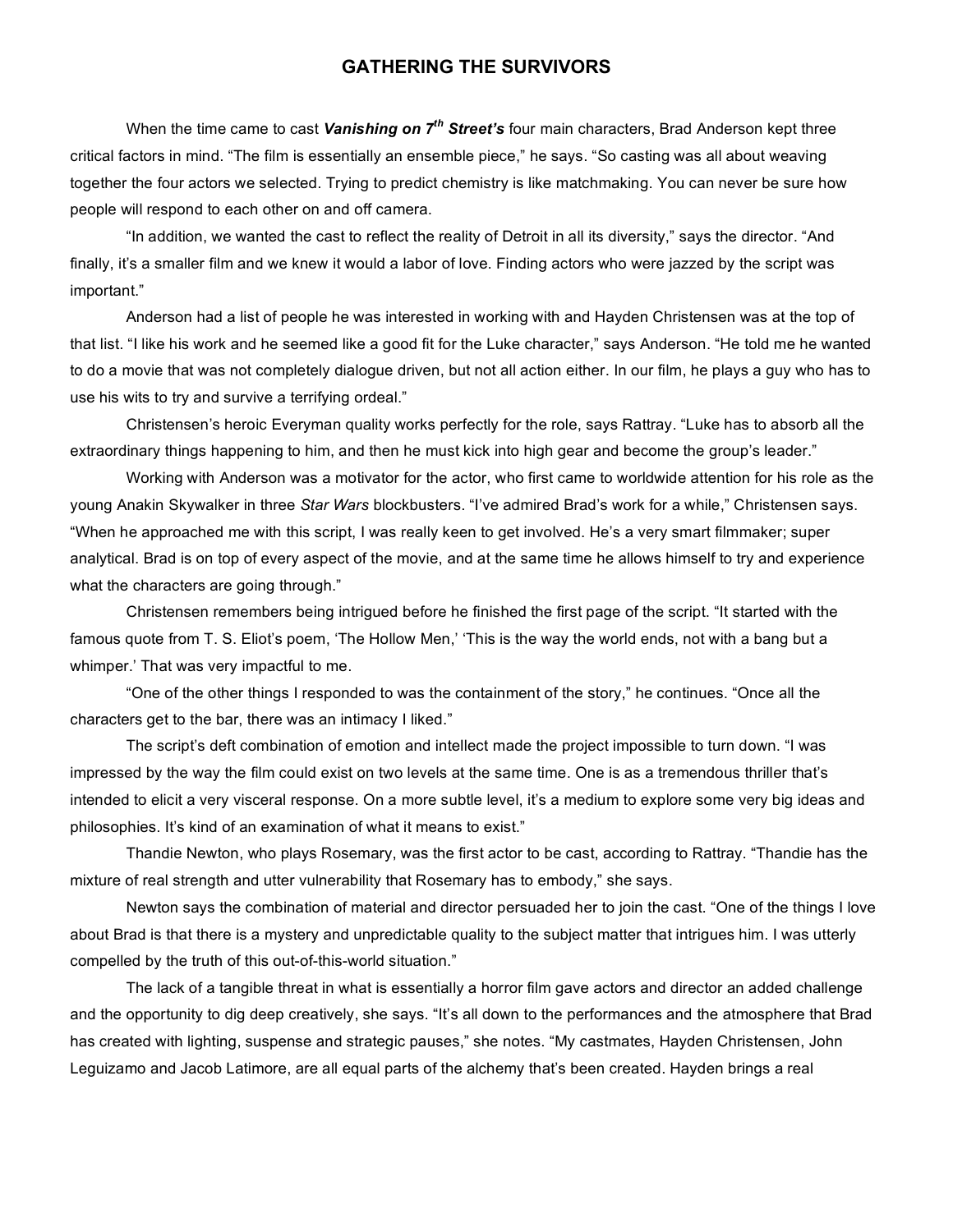# GATHERING THE SURVIVORS

When the time came to cast ***Vanishing on 7th Street's*** four main characters, Brad Anderson kept three critical factors in mind. "The film is essentially an ensemble piece," he says. "So casting was all about weaving together the four actors we selected. Trying to predict chemistry is like matchmaking. You can never be sure how people will respond to each other on and off camera.

"In addition, we wanted the cast to reflect the reality of Detroit in all its diversity," says the director. "And finally, it's a smaller film and we knew it would a labor of love. Finding actors who were jazzed by the script was important."

Anderson had a list of people he was interested in working with and Hayden Christensen was at the top of that list. "I like his work and he seemed like a good fit for the Luke character," says Anderson. "He told me he wanted to do a movie that was not completely dialogue driven, but not all action either. In our film, he plays a guy who has to use his wits to try and survive a terrifying ordeal."

Christensen's heroic Everyman quality works perfectly for the role, says Rattray. "Luke has to absorb all the extraordinary things happening to him, and then he must kick into high gear and become the group's leader."

Working with Anderson was a motivator for the actor, who first came to worldwide attention for his role as the young Anakin Skywalker in three *Star Wars* blockbusters. "I've admired Brad's work for a while," Christensen says. "When he approached me with this script, I was really keen to get involved. He's a very smart filmmaker; super analytical. Brad is on top of every aspect of the movie, and at the same time he allows himself to try and experience what the characters are going through."

Christensen remembers being intrigued before he finished the first page of the script. "It started with the famous quote from T. S. Eliot's poem, 'The Hollow Men,' 'This is the way the world ends, not with a bang but a whimper.' That was very impactful to me.

"One of the other things I responded to was the containment of the story," he continues. "Once all the characters get to the bar, there was an intimacy I liked."

The script's deft combination of emotion and intellect made the project impossible to turn down. "I was impressed by the way the film could exist on two levels at the same time. One is as a tremendous thriller that's intended to elicit a very visceral response. On a more subtle level, it's a medium to explore some very big ideas and philosophies. It's kind of an examination of what it means to exist."

Thandie Newton, who plays Rosemary, was the first actor to be cast, according to Rattray. "Thandie has the mixture of real strength and utter vulnerability that Rosemary has to embody," she says.

Newton says the combination of material and director persuaded her to join the cast. "One of the things I love about Brad is that there is a mystery and unpredictable quality to the subject matter that intrigues him. I was utterly compelled by the truth of this out-of-this-world situation."

The lack of a tangible threat in what is essentially a horror film gave actors and director an added challenge and the opportunity to dig deep creatively, she says. "It's all down to the performances and the atmosphere that Brad has created with lighting, suspense and strategic pauses," she notes. "My castmates, Hayden Christensen, John Leguizamo and Jacob Latimore, are all equal parts of the alchemy that's been created. Hayden brings a real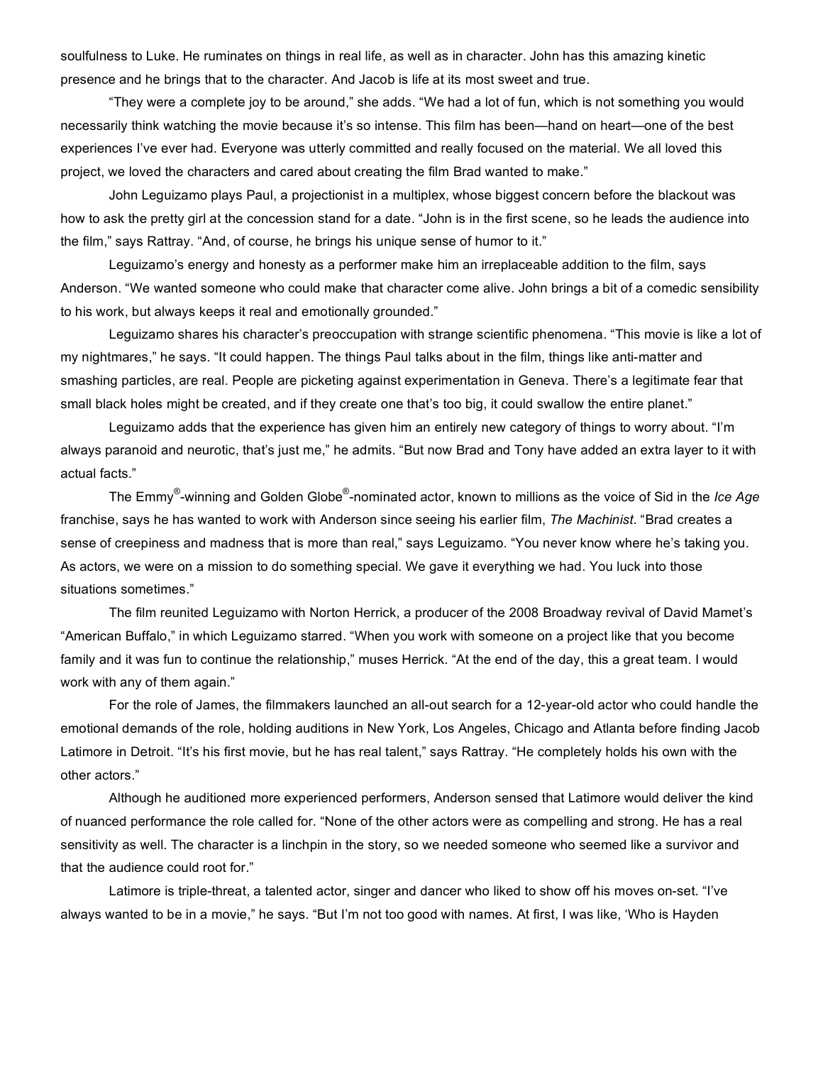soulfulness to Luke. He ruminates on things in real life, as well as in character. John has this amazing kinetic presence and he brings that to the character. And Jacob is life at its most sweet and true.

"They were a complete joy to be around," she adds. "We had a lot of fun, which is not something you would necessarily think watching the movie because it's so intense. This film has been—hand on heart—one of the best experiences I've ever had. Everyone was utterly committed and really focused on the material. We all loved this project, we loved the characters and cared about creating the film Brad wanted to make."

John Leguizamo plays Paul, a projectionist in a multiplex, whose biggest concern before the blackout was how to ask the pretty girl at the concession stand for a date. "John is in the first scene, so he leads the audience into the film," says Rattray. "And, of course, he brings his unique sense of humor to it."

Leguizamo's energy and honesty as a performer make him an irreplaceable addition to the film, says Anderson. "We wanted someone who could make that character come alive. John brings a bit of a comedic sensibility to his work, but always keeps it real and emotionally grounded."

Leguizamo shares his character's preoccupation with strange scientific phenomena. "This movie is like a lot of my nightmares," he says. "It could happen. The things Paul talks about in the film, things like anti-matter and smashing particles, are real. People are picketing against experimentation in Geneva. There's a legitimate fear that small black holes might be created, and if they create one that's too big, it could swallow the entire planet."

Leguizamo adds that the experience has given him an entirely new category of things to worry about. "I'm always paranoid and neurotic, that's just me," he admits. "But now Brad and Tony have added an extra layer to it with actual facts."

The Emmy®-winning and Golden Globe®-nominated actor, known to millions as the voice of Sid in the *Ice Age* franchise, says he has wanted to work with Anderson since seeing his earlier film, *The Machinist*. "Brad creates a sense of creepiness and madness that is more than real," says Leguizamo. "You never know where he's taking you. As actors, we were on a mission to do something special. We gave it everything we had. You luck into those situations sometimes."

The film reunited Leguizamo with Norton Herrick, a producer of the 2008 Broadway revival of David Mamet's "American Buffalo," in which Leguizamo starred. "When you work with someone on a project like that you become family and it was fun to continue the relationship," muses Herrick. "At the end of the day, this a great team. I would work with any of them again."

For the role of James, the filmmakers launched an all-out search for a 12-year-old actor who could handle the emotional demands of the role, holding auditions in New York, Los Angeles, Chicago and Atlanta before finding Jacob Latimore in Detroit. "It's his first movie, but he has real talent," says Rattray. "He completely holds his own with the other actors."

Although he auditioned more experienced performers, Anderson sensed that Latimore would deliver the kind of nuanced performance the role called for. "None of the other actors were as compelling and strong. He has a real sensitivity as well. The character is a linchpin in the story, so we needed someone who seemed like a survivor and that the audience could root for."

Latimore is triple-threat, a talented actor, singer and dancer who liked to show off his moves on-set. "I've always wanted to be in a movie," he says. "But I'm not too good with names. At first, I was like, 'Who is Hayden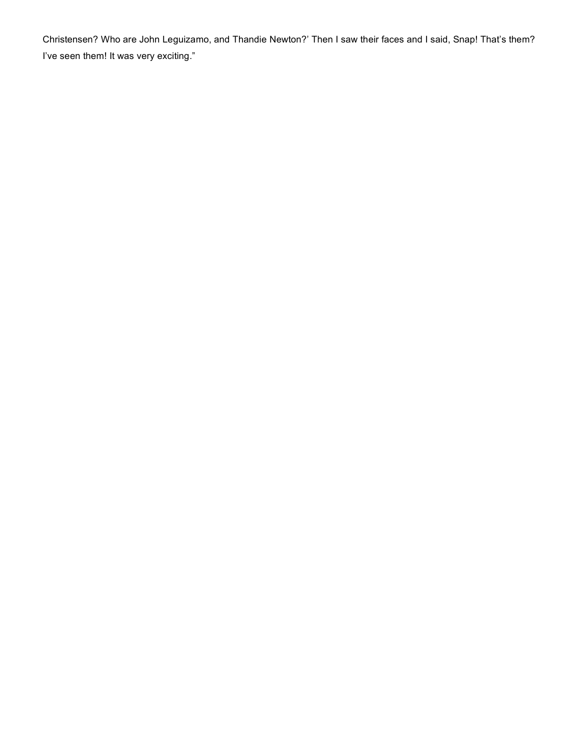Christensen? Who are John Leguizamo, and Thandie Newton?' Then I saw their faces and I said, Snap! That's them? I've seen them! It was very exciting."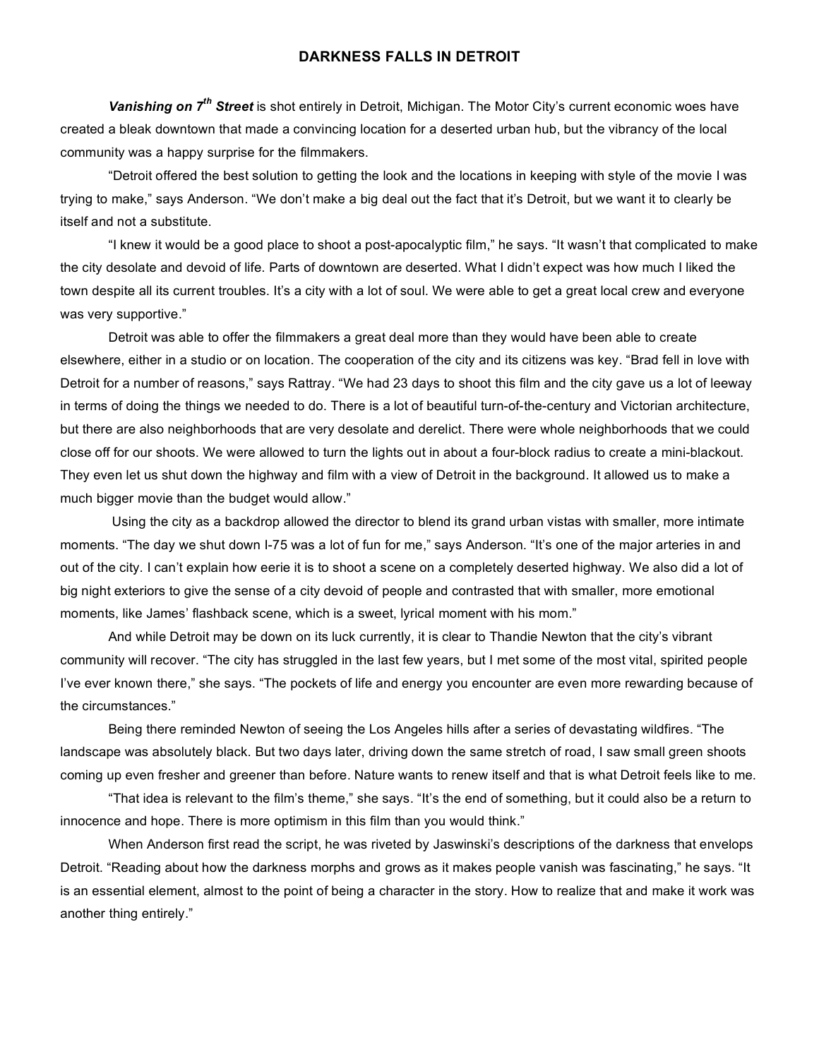## DARKNESS FALLS IN DETROIT

***Vanishing on 7th Street*** is shot entirely in Detroit, Michigan. The Motor City's current economic woes have created a bleak downtown that made a convincing location for a deserted urban hub, but the vibrancy of the local community was a happy surprise for the filmmakers.

"Detroit offered the best solution to getting the look and the locations in keeping with style of the movie I was trying to make," says Anderson. "We don't make a big deal out the fact that it's Detroit, but we want it to clearly be itself and not a substitute.

"I knew it would be a good place to shoot a post-apocalyptic film," he says. "It wasn't that complicated to make the city desolate and devoid of life. Parts of downtown are deserted. What I didn't expect was how much I liked the town despite all its current troubles. It's a city with a lot of soul. We were able to get a great local crew and everyone was very supportive."

Detroit was able to offer the filmmakers a great deal more than they would have been able to create elsewhere, either in a studio or on location. The cooperation of the city and its citizens was key. "Brad fell in love with Detroit for a number of reasons," says Rattray. "We had 23 days to shoot this film and the city gave us a lot of leeway in terms of doing the things we needed to do. There is a lot of beautiful turn-of-the-century and Victorian architecture, but there are also neighborhoods that are very desolate and derelict. There were whole neighborhoods that we could close off for our shoots. We were allowed to turn the lights out in about a four-block radius to create a mini-blackout. They even let us shut down the highway and film with a view of Detroit in the background. It allowed us to make a much bigger movie than the budget would allow."

Using the city as a backdrop allowed the director to blend its grand urban vistas with smaller, more intimate moments. "The day we shut down I-75 was a lot of fun for me," says Anderson. "It's one of the major arteries in and out of the city. I can't explain how eerie it is to shoot a scene on a completely deserted highway. We also did a lot of big night exteriors to give the sense of a city devoid of people and contrasted that with smaller, more emotional moments, like James' flashback scene, which is a sweet, lyrical moment with his mom."

And while Detroit may be down on its luck currently, it is clear to Thandie Newton that the city's vibrant community will recover. "The city has struggled in the last few years, but I met some of the most vital, spirited people I've ever known there," she says. "The pockets of life and energy you encounter are even more rewarding because of the circumstances."

Being there reminded Newton of seeing the Los Angeles hills after a series of devastating wildfires. "The landscape was absolutely black. But two days later, driving down the same stretch of road, I saw small green shoots coming up even fresher and greener than before. Nature wants to renew itself and that is what Detroit feels like to me.

"That idea is relevant to the film's theme," she says. "It's the end of something, but it could also be a return to innocence and hope. There is more optimism in this film than you would think."

When Anderson first read the script, he was riveted by Jaswinski's descriptions of the darkness that envelops Detroit. "Reading about how the darkness morphs and grows as it makes people vanish was fascinating," he says. "It is an essential element, almost to the point of being a character in the story. How to realize that and make it work was another thing entirely."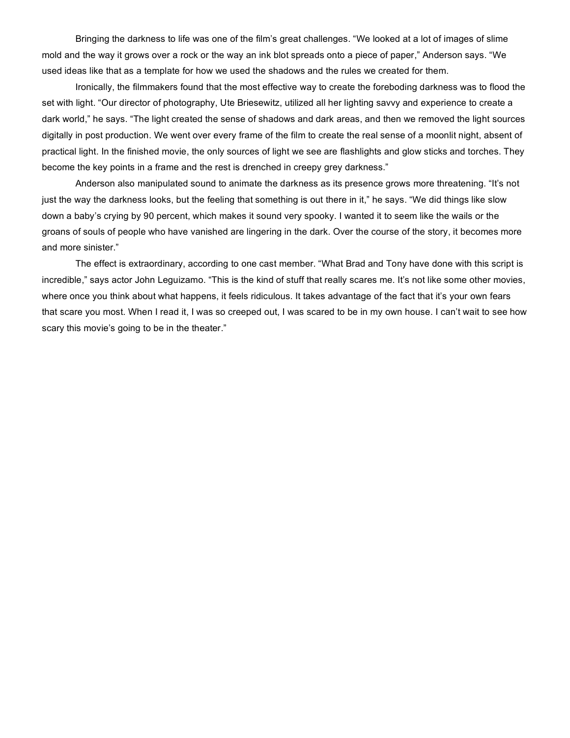Bringing the darkness to life was one of the film's great challenges. "We looked at a lot of images of slime mold and the way it grows over a rock or the way an ink blot spreads onto a piece of paper," Anderson says. "We used ideas like that as a template for how we used the shadows and the rules we created for them.

Ironically, the filmmakers found that the most effective way to create the foreboding darkness was to flood the set with light. "Our director of photography, Ute Briesewitz, utilized all her lighting savvy and experience to create a dark world," he says. "The light created the sense of shadows and dark areas, and then we removed the light sources digitally in post production. We went over every frame of the film to create the real sense of a moonlit night, absent of practical light. In the finished movie, the only sources of light we see are flashlights and glow sticks and torches. They become the key points in a frame and the rest is drenched in creepy grey darkness."

Anderson also manipulated sound to animate the darkness as its presence grows more threatening. "It's not just the way the darkness looks, but the feeling that something is out there in it," he says. "We did things like slow down a baby's crying by 90 percent, which makes it sound very spooky. I wanted it to seem like the wails or the groans of souls of people who have vanished are lingering in the dark. Over the course of the story, it becomes more and more sinister."

The effect is extraordinary, according to one cast member. "What Brad and Tony have done with this script is incredible," says actor John Leguizamo. "This is the kind of stuff that really scares me. It's not like some other movies, where once you think about what happens, it feels ridiculous. It takes advantage of the fact that it's your own fears that scare you most. When I read it, I was so creeped out, I was scared to be in my own house. I can't wait to see how scary this movie's going to be in the theater."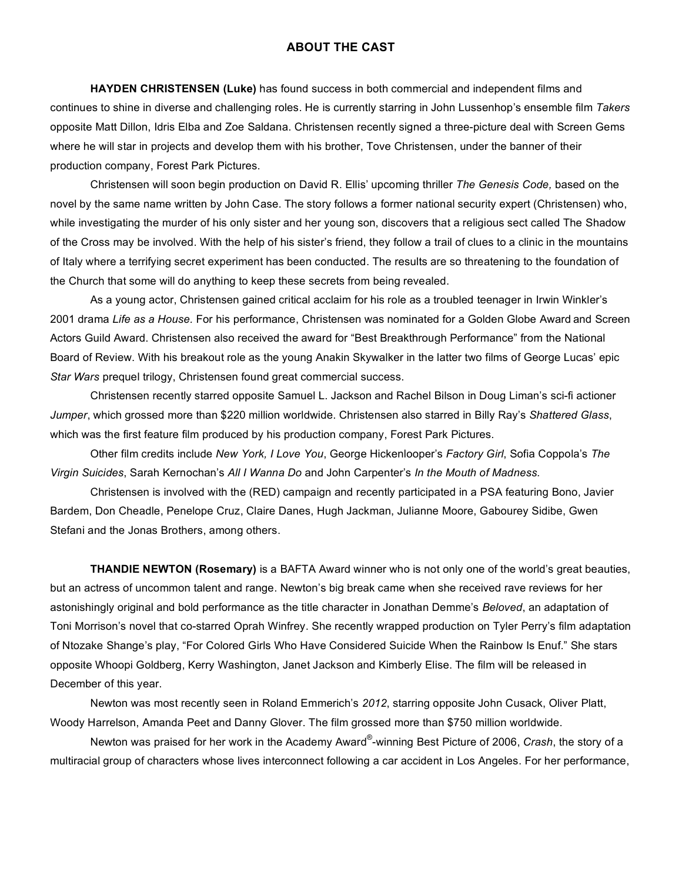## ABOUT THE CAST

**HAYDEN CHRISTENSEN (Luke)** has found success in both commercial and independent films and continues to shine in diverse and challenging roles. He is currently starring in John Lussenhop's ensemble film *Takers* opposite Matt Dillon, Idris Elba and Zoe Saldana. Christensen recently signed a three-picture deal with Screen Gems where he will star in projects and develop them with his brother, Tove Christensen, under the banner of their production company, Forest Park Pictures.

Christensen will soon begin production on David R. Ellis' upcoming thriller *The Genesis Code,* based on the novel by the same name written by John Case. The story follows a former national security expert (Christensen) who, while investigating the murder of his only sister and her young son, discovers that a religious sect called The Shadow of the Cross may be involved. With the help of his sister's friend, they follow a trail of clues to a clinic in the mountains of Italy where a terrifying secret experiment has been conducted. The results are so threatening to the foundation of the Church that some will do anything to keep these secrets from being revealed.

As a young actor, Christensen gained critical acclaim for his role as a troubled teenager in Irwin Winkler's 2001 drama *Life as a House.* For his performance, Christensen was nominated for a Golden Globe Award and Screen Actors Guild Award. Christensen also received the award for "Best Breakthrough Performance" from the National Board of Review. With his breakout role as the young Anakin Skywalker in the latter two films of George Lucas' epic *Star Wars* prequel trilogy, Christensen found great commercial success.

Christensen recently starred opposite Samuel L. Jackson and Rachel Bilson in Doug Liman's sci-fi actioner *Jumper*, which grossed more than $220 million worldwide. Christensen also starred in Billy Ray's *Shattered Glass*, which was the first feature film produced by his production company, Forest Park Pictures.

Other film credits include *New York, I Love You*, George Hickenlooper's *Factory Girl*, Sofia Coppola's *The Virgin Suicides*, Sarah Kernochan's *All I Wanna Do* and John Carpenter's *In the Mouth of Madness.*

Christensen is involved with the (RED) campaign and recently participated in a PSA featuring Bono, Javier Bardem, Don Cheadle, Penelope Cruz, Claire Danes, Hugh Jackman, Julianne Moore, Gabourey Sidibe, Gwen Stefani and the Jonas Brothers, among others.

**THANDIE NEWTON (Rosemary)** is a BAFTA Award winner who is not only one of the world's great beauties, but an actress of uncommon talent and range. Newton's big break came when she received rave reviews for her astonishingly original and bold performance as the title character in Jonathan Demme's *Beloved*, an adaptation of Toni Morrison's novel that co-starred Oprah Winfrey. She recently wrapped production on Tyler Perry's film adaptation of Ntozake Shange's play, "For Colored Girls Who Have Considered Suicide When the Rainbow Is Enuf." She stars opposite Whoopi Goldberg, Kerry Washington, Janet Jackson and Kimberly Elise. The film will be released in December of this year.

Newton was most recently seen in Roland Emmerich's *2012*, starring opposite John Cusack, Oliver Platt, Woody Harrelson, Amanda Peet and Danny Glover. The film grossed more than $750 million worldwide.

Newton was praised for her work in the Academy Award®-winning Best Picture of 2006, *Crash*, the story of a multiracial group of characters whose lives interconnect following a car accident in Los Angeles. For her performance,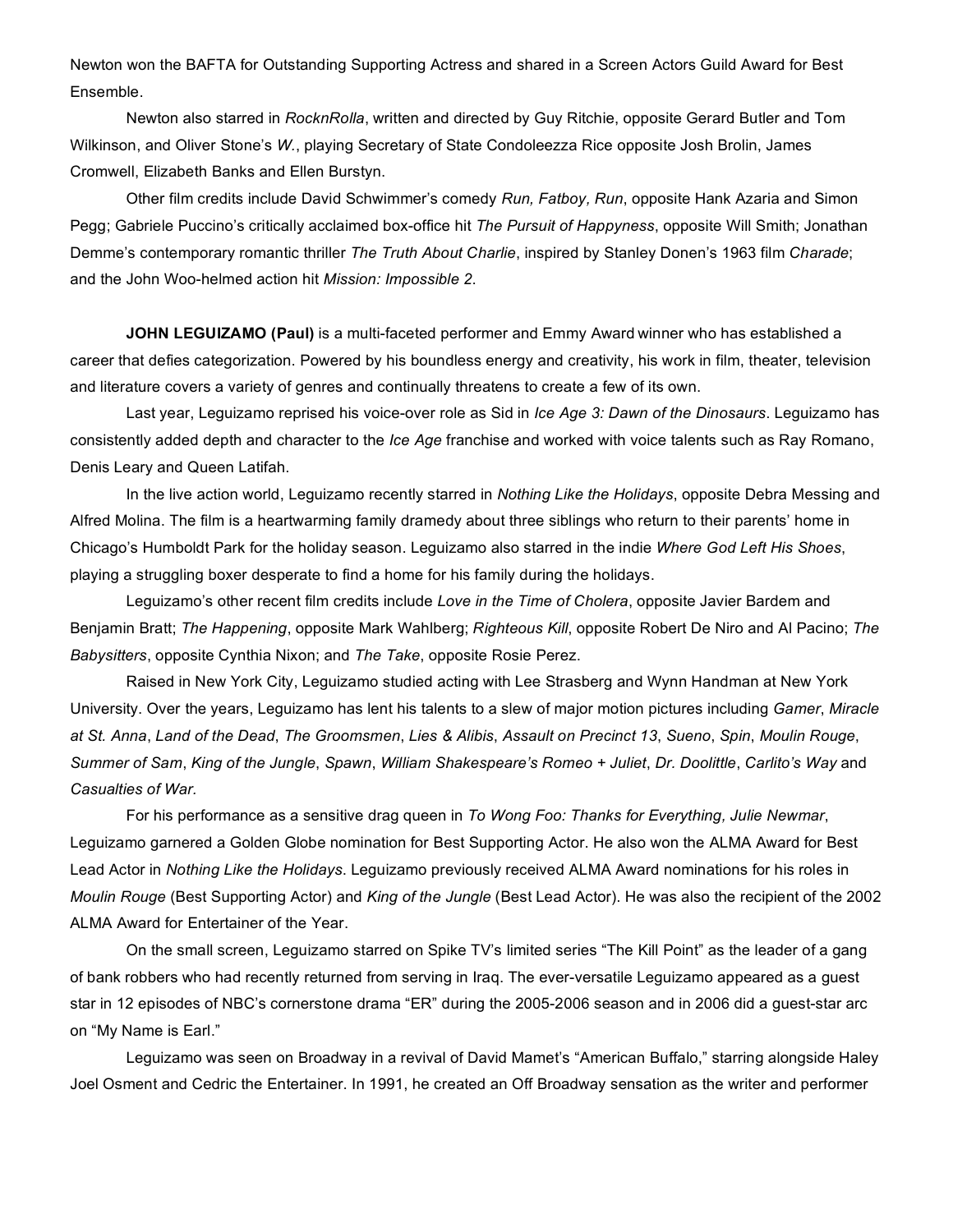Newton won the BAFTA for Outstanding Supporting Actress and shared in a Screen Actors Guild Award for Best Ensemble.

Newton also starred in *RocknRolla*, written and directed by Guy Ritchie, opposite Gerard Butler and Tom Wilkinson, and Oliver Stone's *W.*, playing Secretary of State Condoleezza Rice opposite Josh Brolin, James Cromwell, Elizabeth Banks and Ellen Burstyn.

Other film credits include David Schwimmer's comedy *Run, Fatboy, Run*, opposite Hank Azaria and Simon Pegg; Gabriele Puccino's critically acclaimed box-office hit *The Pursuit of Happyness*, opposite Will Smith; Jonathan Demme's contemporary romantic thriller *The Truth About Charlie*, inspired by Stanley Donen's 1963 film *Charade*; and the John Woo-helmed action hit *Mission: Impossible 2*.

**JOHN LEGUIZAMO (Paul)** is a multi-faceted performer and Emmy Award winner who has established a career that defies categorization. Powered by his boundless energy and creativity, his work in film, theater, television and literature covers a variety of genres and continually threatens to create a few of its own.

Last year, Leguizamo reprised his voice-over role as Sid in *Ice Age 3: Dawn of the Dinosaurs*. Leguizamo has consistently added depth and character to the *Ice Age* franchise and worked with voice talents such as Ray Romano, Denis Leary and Queen Latifah.

In the live action world, Leguizamo recently starred in *Nothing Like the Holidays*, opposite Debra Messing and Alfred Molina. The film is a heartwarming family dramedy about three siblings who return to their parents' home in Chicago's Humboldt Park for the holiday season. Leguizamo also starred in the indie *Where God Left His Shoes*, playing a struggling boxer desperate to find a home for his family during the holidays.

Leguizamo's other recent film credits include *Love in the Time of Cholera*, opposite Javier Bardem and Benjamin Bratt; *The Happening*, opposite Mark Wahlberg; *Righteous Kill*, opposite Robert De Niro and Al Pacino; *The Babysitters*, opposite Cynthia Nixon; and *The Take*, opposite Rosie Perez.

Raised in New York City, Leguizamo studied acting with Lee Strasberg and Wynn Handman at New York University. Over the years, Leguizamo has lent his talents to a slew of major motion pictures including *Gamer*, *Miracle at St. Anna*, *Land of the Dead*, *The Groomsmen*, *Lies & Alibis*, *Assault on Precinct 13*, *Sueno*, *Spin*, *Moulin Rouge*, *Summer of Sam*, *King of the Jungle*, *Spawn*, *William Shakespeare's Romeo + Juliet*, *Dr. Doolittle*, *Carlito's Way* and *Casualties of War*.

For his performance as a sensitive drag queen in *To Wong Foo: Thanks for Everything, Julie Newmar*, Leguizamo garnered a Golden Globe nomination for Best Supporting Actor. He also won the ALMA Award for Best Lead Actor in *Nothing Like the Holidays*. Leguizamo previously received ALMA Award nominations for his roles in *Moulin Rouge* (Best Supporting Actor) and *King of the Jungle* (Best Lead Actor). He was also the recipient of the 2002 ALMA Award for Entertainer of the Year.

On the small screen, Leguizamo starred on Spike TV's limited series "The Kill Point" as the leader of a gang of bank robbers who had recently returned from serving in Iraq. The ever-versatile Leguizamo appeared as a guest star in 12 episodes of NBC's cornerstone drama "ER" during the 2005-2006 season and in 2006 did a guest-star arc on "My Name is Earl."

Leguizamo was seen on Broadway in a revival of David Mamet's "American Buffalo," starring alongside Haley Joel Osment and Cedric the Entertainer. In 1991, he created an Off Broadway sensation as the writer and performer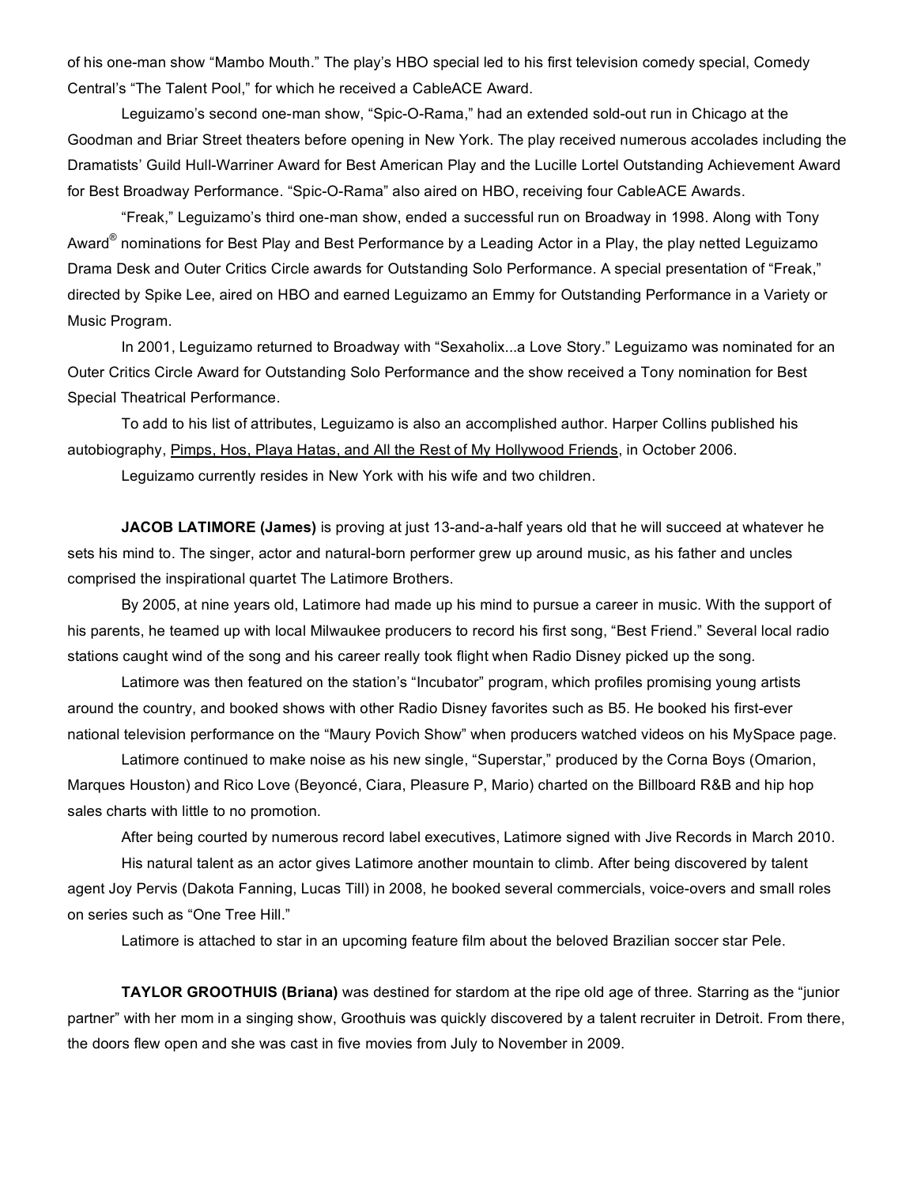of his one-man show “Mambo Mouth.” The play’s HBO special led to his first television comedy special, Comedy Central’s “The Talent Pool,” for which he received a CableACE Award.

Leguizamo’s second one-man show, “Spic-O-Rama,” had an extended sold-out run in Chicago at the Goodman and Briar Street theaters before opening in New York. The play received numerous accolades including the Dramatists’ Guild Hull-Warriner Award for Best American Play and the Lucille Lortel Outstanding Achievement Award for Best Broadway Performance. “Spic-O-Rama” also aired on HBO, receiving four CableACE Awards.

“Freak,” Leguizamo’s third one-man show, ended a successful run on Broadway in 1998. Along with Tony Award® nominations for Best Play and Best Performance by a Leading Actor in a Play, the play netted Leguizamo Drama Desk and Outer Critics Circle awards for Outstanding Solo Performance. A special presentation of “Freak,” directed by Spike Lee, aired on HBO and earned Leguizamo an Emmy for Outstanding Performance in a Variety or Music Program.

In 2001, Leguizamo returned to Broadway with “Sexaholix...a Love Story.” Leguizamo was nominated for an Outer Critics Circle Award for Outstanding Solo Performance and the show received a Tony nomination for Best Special Theatrical Performance.

To add to his list of attributes, Leguizamo is also an accomplished author. Harper Collins published his autobiography, Pimps, Hos, Playa Hatas, and All the Rest of My Hollywood Friends, in October 2006.

Leguizamo currently resides in New York with his wife and two children.

**JACOB LATIMORE (James)** is proving at just 13-and-a-half years old that he will succeed at whatever he sets his mind to. The singer, actor and natural-born performer grew up around music, as his father and uncles comprised the inspirational quartet The Latimore Brothers.

By 2005, at nine years old, Latimore had made up his mind to pursue a career in music. With the support of his parents, he teamed up with local Milwaukee producers to record his first song, “Best Friend.” Several local radio stations caught wind of the song and his career really took flight when Radio Disney picked up the song.

Latimore was then featured on the station’s “Incubator” program, which profiles promising young artists around the country, and booked shows with other Radio Disney favorites such as B5. He booked his first-ever national television performance on the “Maury Povich Show” when producers watched videos on his MySpace page.

Latimore continued to make noise as his new single, “Superstar,” produced by the Corna Boys (Omarion, Marques Houston) and Rico Love (Beyoncé, Ciara, Pleasure P, Mario) charted on the Billboard R&B and hip hop sales charts with little to no promotion.

After being courted by numerous record label executives, Latimore signed with Jive Records in March 2010.

His natural talent as an actor gives Latimore another mountain to climb. After being discovered by talent agent Joy Pervis (Dakota Fanning, Lucas Till) in 2008, he booked several commercials, voice-overs and small roles on series such as “One Tree Hill.”

Latimore is attached to star in an upcoming feature film about the beloved Brazilian soccer star Pele.

**TAYLOR GROOTHUIS (Briana)** was destined for stardom at the ripe old age of three. Starring as the “junior partner” with her mom in a singing show, Groothuis was quickly discovered by a talent recruiter in Detroit. From there, the doors flew open and she was cast in five movies from July to November in 2009.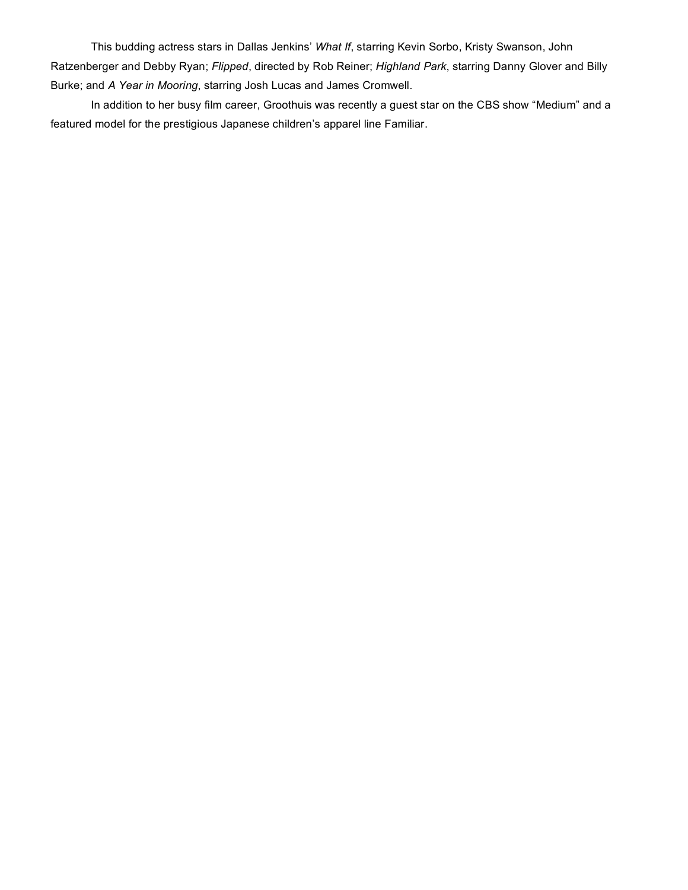This budding actress stars in Dallas Jenkins' *What If*, starring Kevin Sorbo, Kristy Swanson, John Ratzenberger and Debby Ryan; *Flipped*, directed by Rob Reiner; *Highland Park*, starring Danny Glover and Billy Burke; and *A Year in Mooring*, starring Josh Lucas and James Cromwell.

In addition to her busy film career, Groothuis was recently a guest star on the CBS show "Medium" and a featured model for the prestigious Japanese children's apparel line Familiar.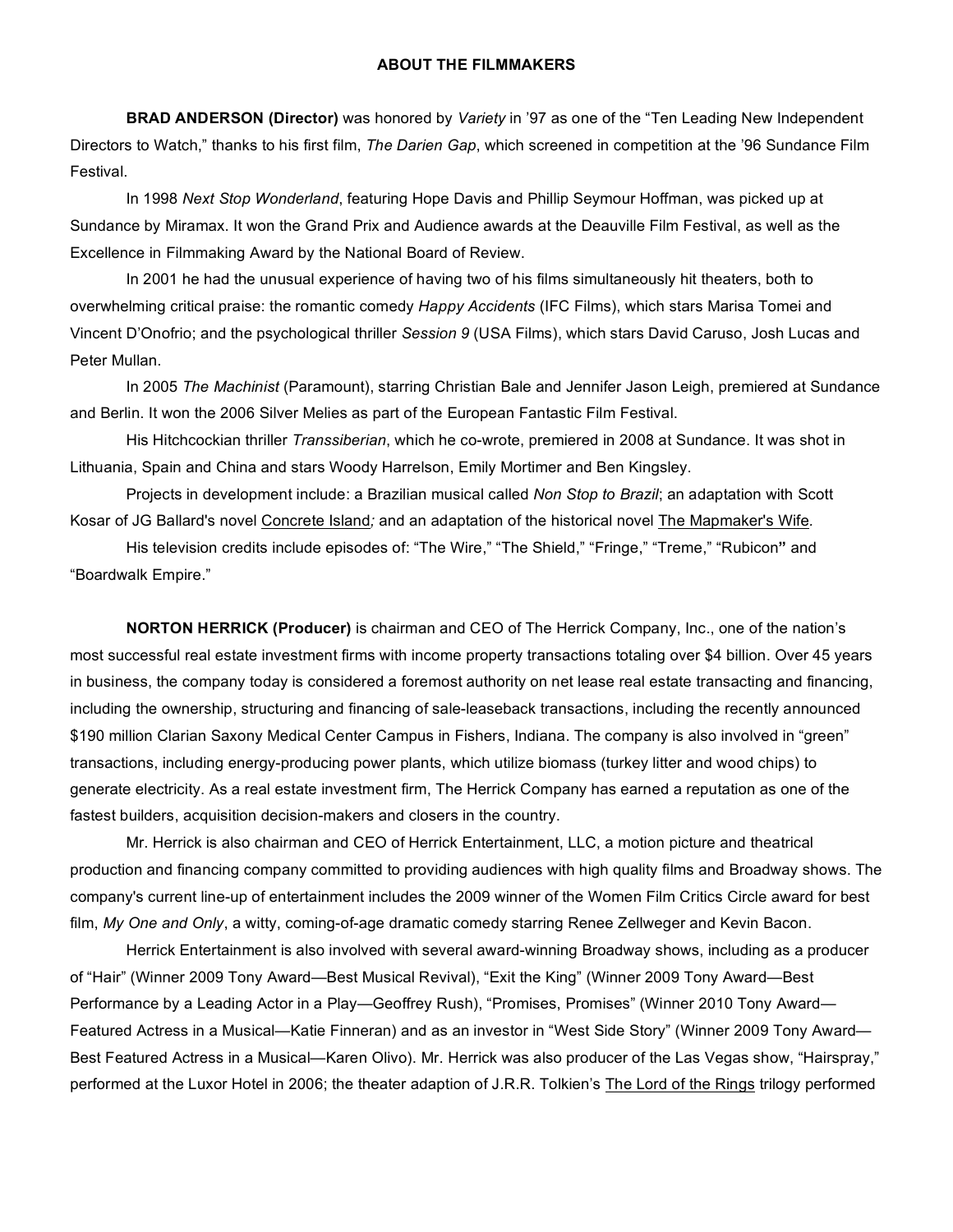# ABOUT THE FILMMAKERS

**BRAD ANDERSON (Director)** was honored by *Variety* in '97 as one of the "Ten Leading New Independent Directors to Watch," thanks to his first film, *The Darien Gap*, which screened in competition at the '96 Sundance Film Festival.

In 1998 *Next Stop Wonderland*, featuring Hope Davis and Phillip Seymour Hoffman, was picked up at Sundance by Miramax. It won the Grand Prix and Audience awards at the Deauville Film Festival, as well as the Excellence in Filmmaking Award by the National Board of Review.

In 2001 he had the unusual experience of having two of his films simultaneously hit theaters, both to overwhelming critical praise: the romantic comedy *Happy Accidents* (IFC Films), which stars Marisa Tomei and Vincent D'Onofrio; and the psychological thriller *Session 9* (USA Films), which stars David Caruso, Josh Lucas and Peter Mullan.

In 2005 *The Machinist* (Paramount), starring Christian Bale and Jennifer Jason Leigh, premiered at Sundance and Berlin. It won the 2006 Silver Melies as part of the European Fantastic Film Festival.

His Hitchcockian thriller *Transsiberian*, which he co-wrote, premiered in 2008 at Sundance. It was shot in Lithuania, Spain and China and stars Woody Harrelson, Emily Mortimer and Ben Kingsley.

Projects in development include: a Brazilian musical called *Non Stop to Brazil*; an adaptation with Scott Kosar of JG Ballard's novel Concrete Island; and an adaptation of the historical novel The Mapmaker's Wife.

His television credits include episodes of: "The Wire," "The Shield," "Fringe," "Treme," "Rubicon" and "Boardwalk Empire."

**NORTON HERRICK (Producer)** is chairman and CEO of The Herrick Company, Inc., one of the nation's most successful real estate investment firms with income property transactions totaling over $4 billion. Over 45 years in business, the company today is considered a foremost authority on net lease real estate transacting and financing, including the ownership, structuring and financing of sale-leaseback transactions, including the recently announced $190 million Clarian Saxony Medical Center Campus in Fishers, Indiana. The company is also involved in "green" transactions, including energy-producing power plants, which utilize biomass (turkey litter and wood chips) to generate electricity. As a real estate investment firm, The Herrick Company has earned a reputation as one of the fastest builders, acquisition decision-makers and closers in the country.

Mr. Herrick is also chairman and CEO of Herrick Entertainment, LLC, a motion picture and theatrical production and financing company committed to providing audiences with high quality films and Broadway shows. The company's current line-up of entertainment includes the 2009 winner of the Women Film Critics Circle award for best film, *My One and Only*, a witty, coming-of-age dramatic comedy starring Renee Zellweger and Kevin Bacon.

Herrick Entertainment is also involved with several award-winning Broadway shows, including as a producer of "Hair" (Winner 2009 Tony Award—Best Musical Revival), "Exit the King" (Winner 2009 Tony Award—Best Performance by a Leading Actor in a Play—Geoffrey Rush), "Promises, Promises" (Winner 2010 Tony Award—Featured Actress in a Musical—Katie Finneran) and as an investor in "West Side Story" (Winner 2009 Tony Award—Best Featured Actress in a Musical—Karen Olivo). Mr. Herrick was also producer of the Las Vegas show, "Hairspray," performed at the Luxor Hotel in 2006; the theater adaption of J.R.R. Tolkien's The Lord of the Rings trilogy performed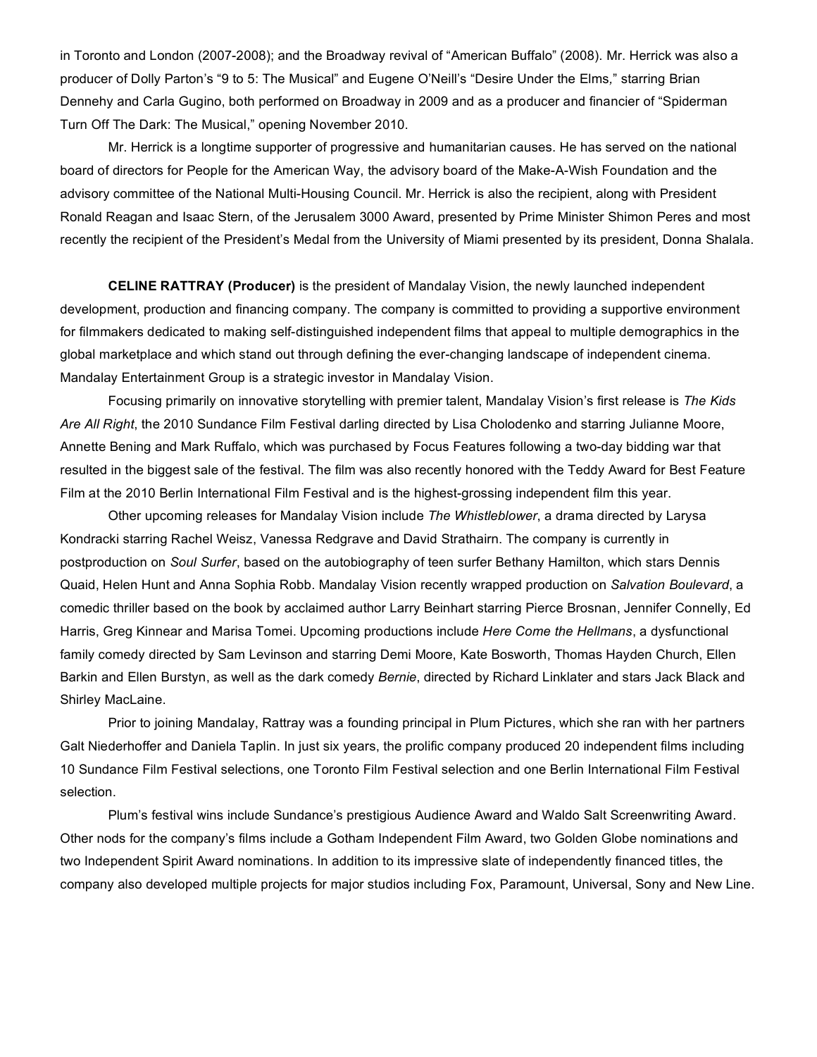in Toronto and London (2007-2008); and the Broadway revival of "American Buffalo" (2008). Mr. Herrick was also a producer of Dolly Parton's "9 to 5: The Musical" and Eugene O'Neill's "Desire Under the Elms," starring Brian Dennehy and Carla Gugino, both performed on Broadway in 2009 and as a producer and financier of "Spiderman Turn Off The Dark: The Musical," opening November 2010.

Mr. Herrick is a longtime supporter of progressive and humanitarian causes. He has served on the national board of directors for People for the American Way, the advisory board of the Make-A-Wish Foundation and the advisory committee of the National Multi-Housing Council. Mr. Herrick is also the recipient, along with President Ronald Reagan and Isaac Stern, of the Jerusalem 3000 Award, presented by Prime Minister Shimon Peres and most recently the recipient of the President's Medal from the University of Miami presented by its president, Donna Shalala.

**CELINE RATTRAY (Producer)** is the president of Mandalay Vision, the newly launched independent development, production and financing company. The company is committed to providing a supportive environment for filmmakers dedicated to making self-distinguished independent films that appeal to multiple demographics in the global marketplace and which stand out through defining the ever-changing landscape of independent cinema. Mandalay Entertainment Group is a strategic investor in Mandalay Vision.

Focusing primarily on innovative storytelling with premier talent, Mandalay Vision's first release is *The Kids Are All Right*, the 2010 Sundance Film Festival darling directed by Lisa Cholodenko and starring Julianne Moore, Annette Bening and Mark Ruffalo, which was purchased by Focus Features following a two-day bidding war that resulted in the biggest sale of the festival. The film was also recently honored with the Teddy Award for Best Feature Film at the 2010 Berlin International Film Festival and is the highest-grossing independent film this year.

Other upcoming releases for Mandalay Vision include *The Whistleblower*, a drama directed by Larysa Kondracki starring Rachel Weisz, Vanessa Redgrave and David Strathairn. The company is currently in postproduction on *Soul Surfer*, based on the autobiography of teen surfer Bethany Hamilton, which stars Dennis Quaid, Helen Hunt and Anna Sophia Robb. Mandalay Vision recently wrapped production on *Salvation Boulevard*, a comedic thriller based on the book by acclaimed author Larry Beinhart starring Pierce Brosnan, Jennifer Connelly, Ed Harris, Greg Kinnear and Marisa Tomei. Upcoming productions include *Here Come the Hellmans*, a dysfunctional family comedy directed by Sam Levinson and starring Demi Moore, Kate Bosworth, Thomas Hayden Church, Ellen Barkin and Ellen Burstyn, as well as the dark comedy *Bernie*, directed by Richard Linklater and stars Jack Black and Shirley MacLaine.

Prior to joining Mandalay, Rattray was a founding principal in Plum Pictures, which she ran with her partners Galt Niederhoffer and Daniela Taplin. In just six years, the prolific company produced 20 independent films including 10 Sundance Film Festival selections, one Toronto Film Festival selection and one Berlin International Film Festival selection.

Plum's festival wins include Sundance's prestigious Audience Award and Waldo Salt Screenwriting Award. Other nods for the company's films include a Gotham Independent Film Award, two Golden Globe nominations and two Independent Spirit Award nominations. In addition to its impressive slate of independently financed titles, the company also developed multiple projects for major studios including Fox, Paramount, Universal, Sony and New Line.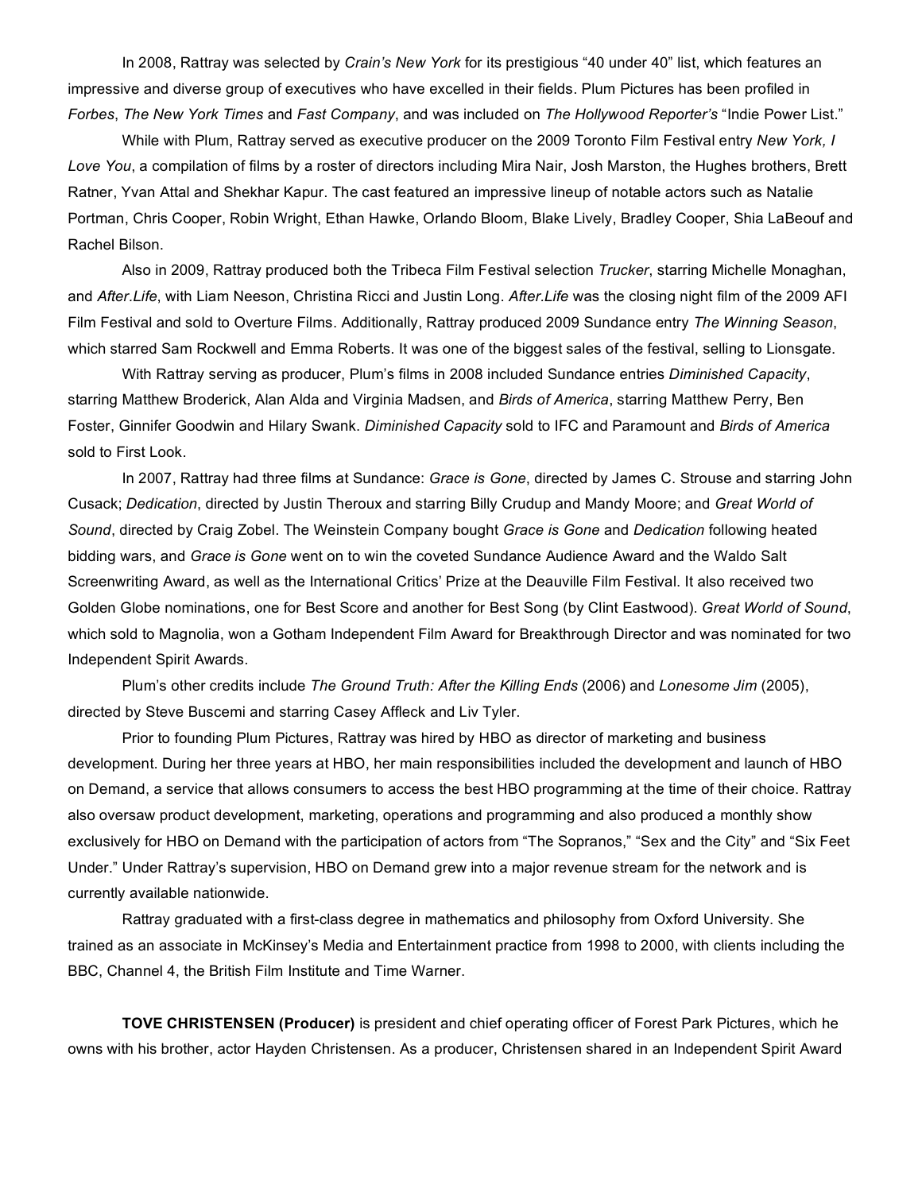In 2008, Rattray was selected by *Crain's New York* for its prestigious "40 under 40" list, which features an impressive and diverse group of executives who have excelled in their fields. Plum Pictures has been profiled in *Forbes*, *The New York Times* and *Fast Company*, and was included on *The Hollywood Reporter's* "Indie Power List."

While with Plum, Rattray served as executive producer on the 2009 Toronto Film Festival entry *New York, I Love You*, a compilation of films by a roster of directors including Mira Nair, Josh Marston, the Hughes brothers, Brett Ratner, Yvan Attal and Shekhar Kapur. The cast featured an impressive lineup of notable actors such as Natalie Portman, Chris Cooper, Robin Wright, Ethan Hawke, Orlando Bloom, Blake Lively, Bradley Cooper, Shia LaBeouf and Rachel Bilson.

Also in 2009, Rattray produced both the Tribeca Film Festival selection *Trucker*, starring Michelle Monaghan, and *After.Life*, with Liam Neeson, Christina Ricci and Justin Long. *After.Life* was the closing night film of the 2009 AFI Film Festival and sold to Overture Films. Additionally, Rattray produced 2009 Sundance entry *The Winning Season*, which starred Sam Rockwell and Emma Roberts. It was one of the biggest sales of the festival, selling to Lionsgate.

With Rattray serving as producer, Plum's films in 2008 included Sundance entries *Diminished Capacity*, starring Matthew Broderick, Alan Alda and Virginia Madsen, and *Birds of America*, starring Matthew Perry, Ben Foster, Ginnifer Goodwin and Hilary Swank. *Diminished Capacity* sold to IFC and Paramount and *Birds of America* sold to First Look.

In 2007, Rattray had three films at Sundance: *Grace is Gone*, directed by James C. Strouse and starring John Cusack; *Dedication*, directed by Justin Theroux and starring Billy Crudup and Mandy Moore; and *Great World of Sound*, directed by Craig Zobel. The Weinstein Company bought *Grace is Gone* and *Dedication* following heated bidding wars, and *Grace is Gone* went on to win the coveted Sundance Audience Award and the Waldo Salt Screenwriting Award, as well as the International Critics' Prize at the Deauville Film Festival. It also received two Golden Globe nominations, one for Best Score and another for Best Song (by Clint Eastwood). *Great World of Sound*, which sold to Magnolia, won a Gotham Independent Film Award for Breakthrough Director and was nominated for two Independent Spirit Awards.

Plum's other credits include *The Ground Truth: After the Killing Ends* (2006) and *Lonesome Jim* (2005), directed by Steve Buscemi and starring Casey Affleck and Liv Tyler.

Prior to founding Plum Pictures, Rattray was hired by HBO as director of marketing and business development. During her three years at HBO, her main responsibilities included the development and launch of HBO on Demand, a service that allows consumers to access the best HBO programming at the time of their choice. Rattray also oversaw product development, marketing, operations and programming and also produced a monthly show exclusively for HBO on Demand with the participation of actors from "The Sopranos," "Sex and the City" and "Six Feet Under." Under Rattray's supervision, HBO on Demand grew into a major revenue stream for the network and is currently available nationwide.

Rattray graduated with a first-class degree in mathematics and philosophy from Oxford University. She trained as an associate in McKinsey's Media and Entertainment practice from 1998 to 2000, with clients including the BBC, Channel 4, the British Film Institute and Time Warner.

**TOVE CHRISTENSEN (Producer)** is president and chief operating officer of Forest Park Pictures, which he owns with his brother, actor Hayden Christensen. As a producer, Christensen shared in an Independent Spirit Award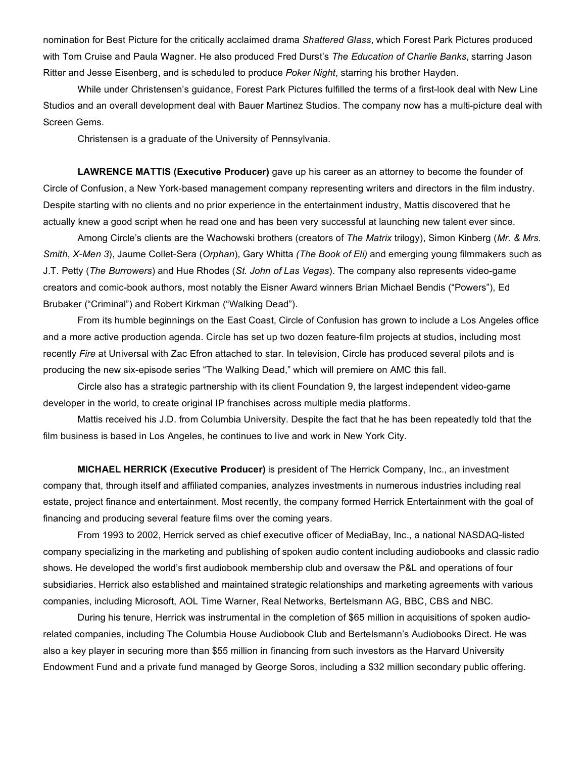nomination for Best Picture for the critically acclaimed drama *Shattered Glass*, which Forest Park Pictures produced with Tom Cruise and Paula Wagner. He also produced Fred Durst's *The Education of Charlie Banks*, starring Jason Ritter and Jesse Eisenberg, and is scheduled to produce *Poker Night*, starring his brother Hayden.

While under Christensen's guidance, Forest Park Pictures fulfilled the terms of a first-look deal with New Line Studios and an overall development deal with Bauer Martinez Studios. The company now has a multi-picture deal with Screen Gems.

Christensen is a graduate of the University of Pennsylvania.

**LAWRENCE MATTIS (Executive Producer)** gave up his career as an attorney to become the founder of Circle of Confusion, a New York-based management company representing writers and directors in the film industry. Despite starting with no clients and no prior experience in the entertainment industry, Mattis discovered that he actually knew a good script when he read one and has been very successful at launching new talent ever since.

Among Circle's clients are the Wachowski brothers (creators of *The Matrix* trilogy), Simon Kinberg (*Mr. & Mrs. Smith*, *X-Men 3*), Jaume Collet-Sera (*Orphan*), Gary Whitta *(The Book of Eli)* and emerging young filmmakers such as J.T. Petty (*The Burrowers*) and Hue Rhodes (*St. John of Las Vegas*). The company also represents video-game creators and comic-book authors, most notably the Eisner Award winners Brian Michael Bendis ("Powers"), Ed Brubaker ("Criminal") and Robert Kirkman ("Walking Dead").

From its humble beginnings on the East Coast, Circle of Confusion has grown to include a Los Angeles office and a more active production agenda. Circle has set up two dozen feature-film projects at studios, including most recently *Fire* at Universal with Zac Efron attached to star. In television, Circle has produced several pilots and is producing the new six-episode series "The Walking Dead," which will premiere on AMC this fall.

Circle also has a strategic partnership with its client Foundation 9, the largest independent video-game developer in the world, to create original IP franchises across multiple media platforms.

Mattis received his J.D. from Columbia University. Despite the fact that he has been repeatedly told that the film business is based in Los Angeles, he continues to live and work in New York City.

**MICHAEL HERRICK (Executive Producer)** is president of The Herrick Company, Inc., an investment company that, through itself and affiliated companies, analyzes investments in numerous industries including real estate, project finance and entertainment. Most recently, the company formed Herrick Entertainment with the goal of financing and producing several feature films over the coming years.

From 1993 to 2002, Herrick served as chief executive officer of MediaBay, Inc., a national NASDAQ-listed company specializing in the marketing and publishing of spoken audio content including audiobooks and classic radio shows. He developed the world's first audiobook membership club and oversaw the P&L and operations of four subsidiaries. Herrick also established and maintained strategic relationships and marketing agreements with various companies, including Microsoft, AOL Time Warner, Real Networks, Bertelsmann AG, BBC, CBS and NBC.

During his tenure, Herrick was instrumental in the completion of $65 million in acquisitions of spoken audio-related companies, including The Columbia House Audiobook Club and Bertelsmann's Audiobooks Direct. He was also a key player in securing more than $55 million in financing from such investors as the Harvard University Endowment Fund and a private fund managed by George Soros, including a $32 million secondary public offering.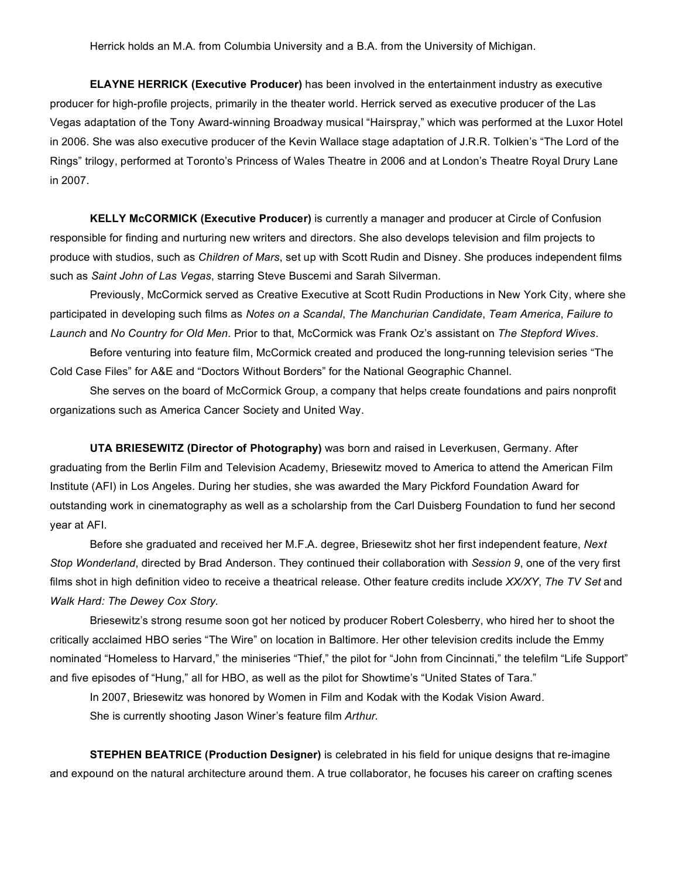Herrick holds an M.A. from Columbia University and a B.A. from the University of Michigan.

**ELAYNE HERRICK (Executive Producer)** has been involved in the entertainment industry as executive producer for high-profile projects, primarily in the theater world. Herrick served as executive producer of the Las Vegas adaptation of the Tony Award-winning Broadway musical "Hairspray," which was performed at the Luxor Hotel in 2006. She was also executive producer of the Kevin Wallace stage adaptation of J.R.R. Tolkien's "The Lord of the Rings" trilogy, performed at Toronto's Princess of Wales Theatre in 2006 and at London's Theatre Royal Drury Lane in 2007.

**KELLY McCORMICK (Executive Producer)** is currently a manager and producer at Circle of Confusion responsible for finding and nurturing new writers and directors. She also develops television and film projects to produce with studios, such as *Children of Mars*, set up with Scott Rudin and Disney. She produces independent films such as *Saint John of Las Vegas*, starring Steve Buscemi and Sarah Silverman.

Previously, McCormick served as Creative Executive at Scott Rudin Productions in New York City, where she participated in developing such films as *Notes on a Scandal*, *The Manchurian Candidate*, *Team America*, *Failure to Launch* and *No Country for Old Men*. Prior to that, McCormick was Frank Oz's assistant on *The Stepford Wives*.

Before venturing into feature film, McCormick created and produced the long-running television series "The Cold Case Files" for A&E and "Doctors Without Borders" for the National Geographic Channel.

She serves on the board of McCormick Group, a company that helps create foundations and pairs nonprofit organizations such as America Cancer Society and United Way.

**UTA BRIESEWITZ (Director of Photography)** was born and raised in Leverkusen, Germany. After graduating from the Berlin Film and Television Academy, Briesewitz moved to America to attend the American Film Institute (AFI) in Los Angeles. During her studies, she was awarded the Mary Pickford Foundation Award for outstanding work in cinematography as well as a scholarship from the Carl Duisberg Foundation to fund her second year at AFI.

Before she graduated and received her M.F.A. degree, Briesewitz shot her first independent feature, *Next Stop Wonderland*, directed by Brad Anderson. They continued their collaboration with *Session 9*, one of the very first films shot in high definition video to receive a theatrical release. Other feature credits include *XX/XY*, *The TV Set* and *Walk Hard: The Dewey Cox Story.*

Briesewitz's strong resume soon got her noticed by producer Robert Colesberry, who hired her to shoot the critically acclaimed HBO series "The Wire" on location in Baltimore. Her other television credits include the Emmy nominated "Homeless to Harvard," the miniseries "Thief," the pilot for "John from Cincinnati," the telefilm "Life Support" and five episodes of "Hung," all for HBO, as well as the pilot for Showtime's "United States of Tara."

In 2007, Briesewitz was honored by Women in Film and Kodak with the Kodak Vision Award.

She is currently shooting Jason Winer's feature film *Arthur*.

**STEPHEN BEATRICE (Production Designer)** is celebrated in his field for unique designs that re-imagine and expound on the natural architecture around them. A true collaborator, he focuses his career on crafting scenes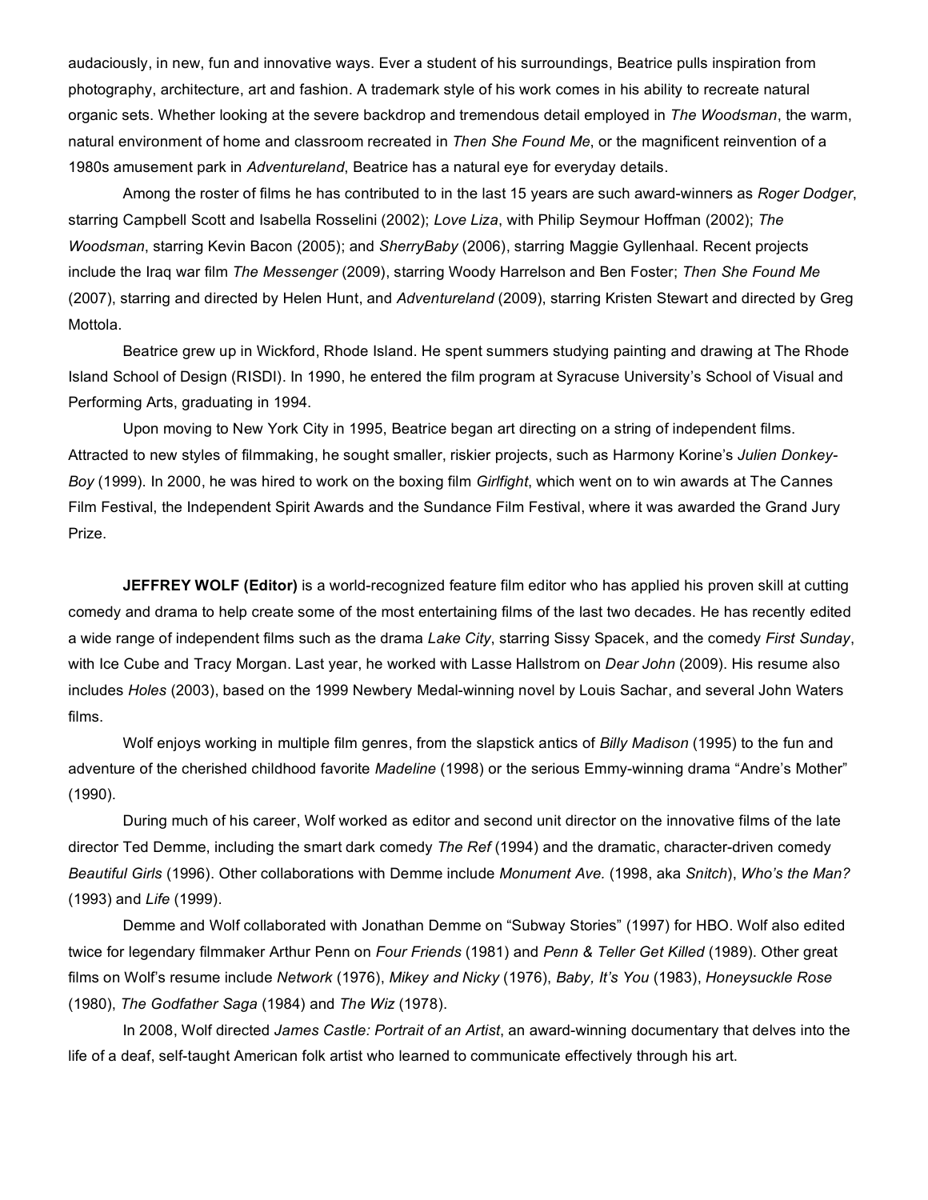audaciously, in new, fun and innovative ways. Ever a student of his surroundings, Beatrice pulls inspiration from photography, architecture, art and fashion. A trademark style of his work comes in his ability to recreate natural organic sets. Whether looking at the severe backdrop and tremendous detail employed in *The Woodsman*, the warm, natural environment of home and classroom recreated in *Then She Found Me*, or the magnificent reinvention of a 1980s amusement park in *Adventureland*, Beatrice has a natural eye for everyday details.

Among the roster of films he has contributed to in the last 15 years are such award-winners as *Roger Dodger*, starring Campbell Scott and Isabella Rosselini (2002); *Love Liza*, with Philip Seymour Hoffman (2002); *The Woodsman*, starring Kevin Bacon (2005); and *SherryBaby* (2006), starring Maggie Gyllenhaal. Recent projects include the Iraq war film *The Messenger* (2009), starring Woody Harrelson and Ben Foster; *Then She Found Me* (2007), starring and directed by Helen Hunt, and *Adventureland* (2009), starring Kristen Stewart and directed by Greg Mottola.

Beatrice grew up in Wickford, Rhode Island. He spent summers studying painting and drawing at The Rhode Island School of Design (RISDI). In 1990, he entered the film program at Syracuse University's School of Visual and Performing Arts, graduating in 1994.

Upon moving to New York City in 1995, Beatrice began art directing on a string of independent films. Attracted to new styles of filmmaking, he sought smaller, riskier projects, such as Harmony Korine's *Julien Donkey-Boy* (1999). In 2000, he was hired to work on the boxing film *Girlfight*, which went on to win awards at The Cannes Film Festival, the Independent Spirit Awards and the Sundance Film Festival, where it was awarded the Grand Jury Prize.

**JEFFREY WOLF (Editor)** is a world-recognized feature film editor who has applied his proven skill at cutting comedy and drama to help create some of the most entertaining films of the last two decades. He has recently edited a wide range of independent films such as the drama *Lake City*, starring Sissy Spacek, and the comedy *First Sunday*, with Ice Cube and Tracy Morgan. Last year, he worked with Lasse Hallstrom on *Dear John* (2009). His resume also includes *Holes* (2003), based on the 1999 Newbery Medal-winning novel by Louis Sachar, and several John Waters films.

Wolf enjoys working in multiple film genres, from the slapstick antics of *Billy Madison* (1995) to the fun and adventure of the cherished childhood favorite *Madeline* (1998) or the serious Emmy-winning drama "Andre's Mother" (1990).

During much of his career, Wolf worked as editor and second unit director on the innovative films of the late director Ted Demme, including the smart dark comedy *The Ref* (1994) and the dramatic, character-driven comedy *Beautiful Girls* (1996). Other collaborations with Demme include *Monument Ave.* (1998, aka *Snitch*), *Who's the Man?* (1993) and *Life* (1999).

Demme and Wolf collaborated with Jonathan Demme on "Subway Stories" (1997) for HBO. Wolf also edited twice for legendary filmmaker Arthur Penn on *Four Friends* (1981) and *Penn & Teller Get Killed* (1989). Other great films on Wolf's resume include *Network* (1976), *Mikey and Nicky* (1976), *Baby, It's You* (1983), *Honeysuckle Rose* (1980), *The Godfather Saga* (1984) and *The Wiz* (1978).

In 2008, Wolf directed *James Castle: Portrait of an Artist*, an award-winning documentary that delves into the life of a deaf, self-taught American folk artist who learned to communicate effectively through his art.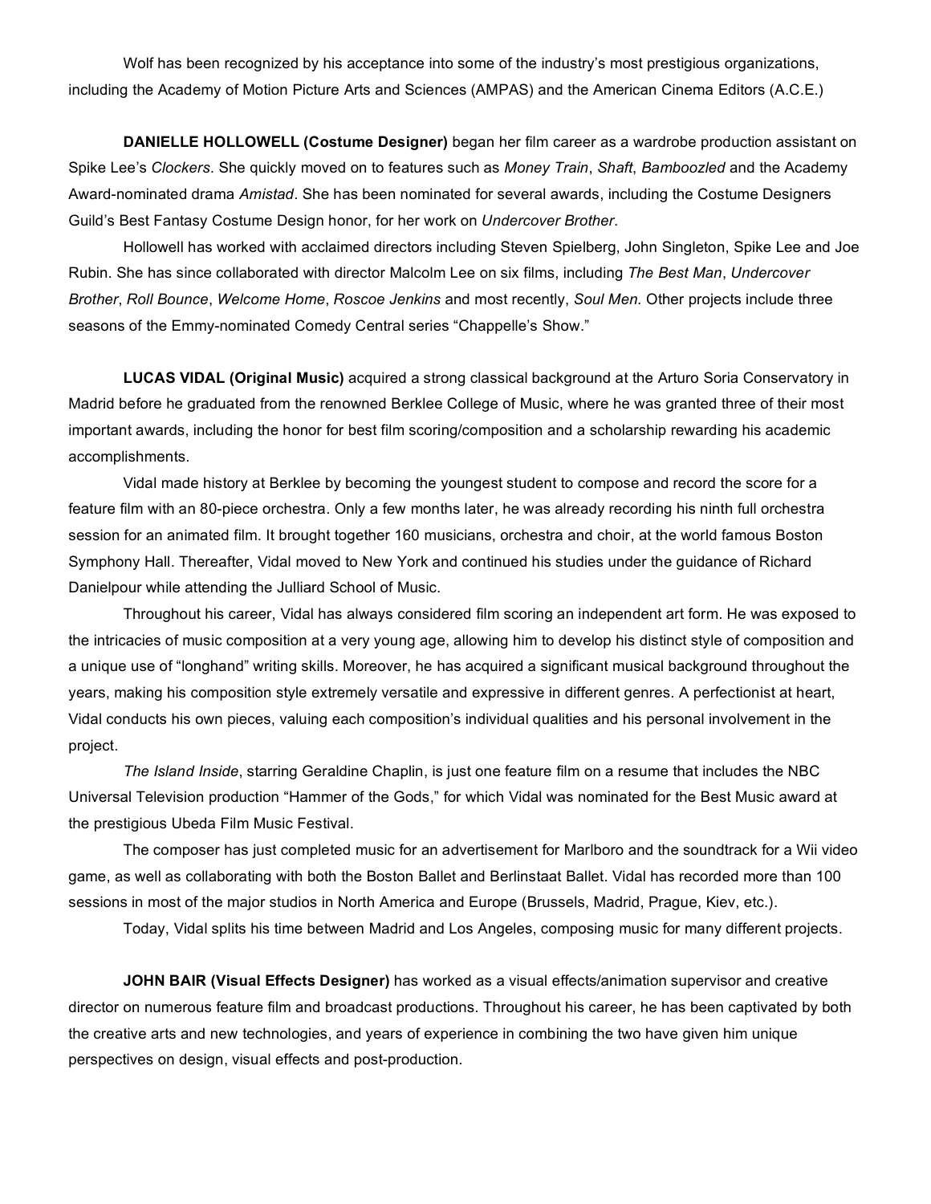Wolf has been recognized by his acceptance into some of the industry's most prestigious organizations, including the Academy of Motion Picture Arts and Sciences (AMPAS) and the American Cinema Editors (A.C.E.)

**DANIELLE HOLLOWELL (Costume Designer)** began her film career as a wardrobe production assistant on Spike Lee's *Clockers*. She quickly moved on to features such as *Money Train*, *Shaft*, *Bamboozled* and the Academy Award-nominated drama *Amistad*. She has been nominated for several awards, including the Costume Designers Guild's Best Fantasy Costume Design honor, for her work on *Undercover Brother*.

Hollowell has worked with acclaimed directors including Steven Spielberg, John Singleton, Spike Lee and Joe Rubin. She has since collaborated with director Malcolm Lee on six films, including *The Best Man*, *Undercover Brother*, *Roll Bounce*, *Welcome Home*, *Roscoe Jenkins* and most recently, *Soul Men.* Other projects include three seasons of the Emmy-nominated Comedy Central series "Chappelle's Show."

**LUCAS VIDAL (Original Music)** acquired a strong classical background at the Arturo Soria Conservatory in Madrid before he graduated from the renowned Berklee College of Music, where he was granted three of their most important awards, including the honor for best film scoring/composition and a scholarship rewarding his academic accomplishments.

Vidal made history at Berklee by becoming the youngest student to compose and record the score for a feature film with an 80-piece orchestra. Only a few months later, he was already recording his ninth full orchestra session for an animated film. It brought together 160 musicians, orchestra and choir, at the world famous Boston Symphony Hall. Thereafter, Vidal moved to New York and continued his studies under the guidance of Richard Danielpour while attending the Julliard School of Music.

Throughout his career, Vidal has always considered film scoring an independent art form. He was exposed to the intricacies of music composition at a very young age, allowing him to develop his distinct style of composition and a unique use of "longhand" writing skills. Moreover, he has acquired a significant musical background throughout the years, making his composition style extremely versatile and expressive in different genres. A perfectionist at heart, Vidal conducts his own pieces, valuing each composition's individual qualities and his personal involvement in the project.

*The Island Inside*, starring Geraldine Chaplin, is just one feature film on a resume that includes the NBC Universal Television production "Hammer of the Gods," for which Vidal was nominated for the Best Music award at the prestigious Ubeda Film Music Festival.

The composer has just completed music for an advertisement for Marlboro and the soundtrack for a Wii video game, as well as collaborating with both the Boston Ballet and Berlinstaat Ballet. Vidal has recorded more than 100 sessions in most of the major studios in North America and Europe (Brussels, Madrid, Prague, Kiev, etc.).

Today, Vidal splits his time between Madrid and Los Angeles, composing music for many different projects.

**JOHN BAIR (Visual Effects Designer)** has worked as a visual effects/animation supervisor and creative director on numerous feature film and broadcast productions. Throughout his career, he has been captivated by both the creative arts and new technologies, and years of experience in combining the two have given him unique perspectives on design, visual effects and post-production.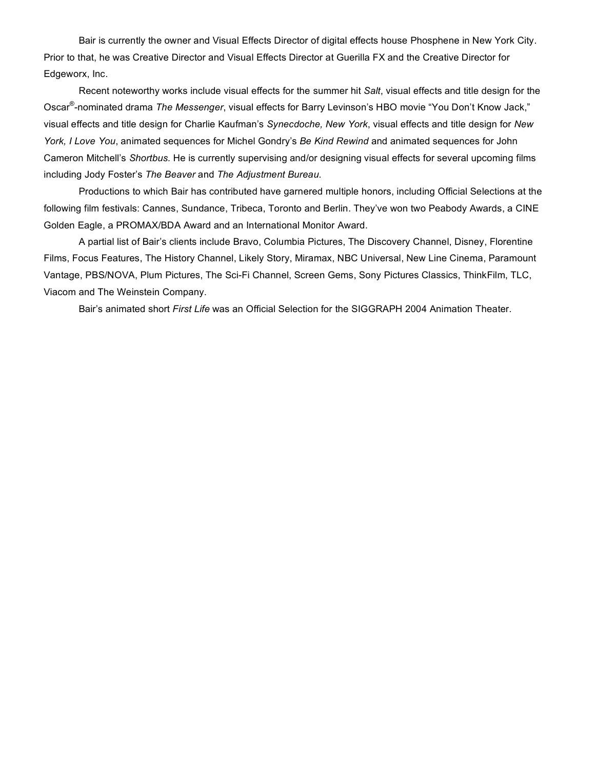Bair is currently the owner and Visual Effects Director of digital effects house Phosphene in New York City. Prior to that, he was Creative Director and Visual Effects Director at Guerilla FX and the Creative Director for Edgeworx, Inc.

Recent noteworthy works include visual effects for the summer hit *Salt*, visual effects and title design for the Oscar®-nominated drama *The Messenger*, visual effects for Barry Levinson's HBO movie "You Don't Know Jack," visual effects and title design for Charlie Kaufman's *Synecdoche, New York*, visual effects and title design for *New York, I Love You*, animated sequences for Michel Gondry's *Be Kind Rewind* and animated sequences for John Cameron Mitchell's *Shortbus.* He is currently supervising and/or designing visual effects for several upcoming films including Jody Foster's *The Beaver* and *The Adjustment Bureau.*

Productions to which Bair has contributed have garnered multiple honors, including Official Selections at the following film festivals: Cannes, Sundance, Tribeca, Toronto and Berlin. They've won two Peabody Awards, a CINE Golden Eagle, a PROMAX/BDA Award and an International Monitor Award.

A partial list of Bair's clients include Bravo, Columbia Pictures, The Discovery Channel, Disney, Florentine Films, Focus Features, The History Channel, Likely Story, Miramax, NBC Universal, New Line Cinema, Paramount Vantage, PBS/NOVA, Plum Pictures, The Sci-Fi Channel, Screen Gems, Sony Pictures Classics, ThinkFilm, TLC, Viacom and The Weinstein Company.

Bair's animated short *First Life* was an Official Selection for the SIGGRAPH 2004 Animation Theater.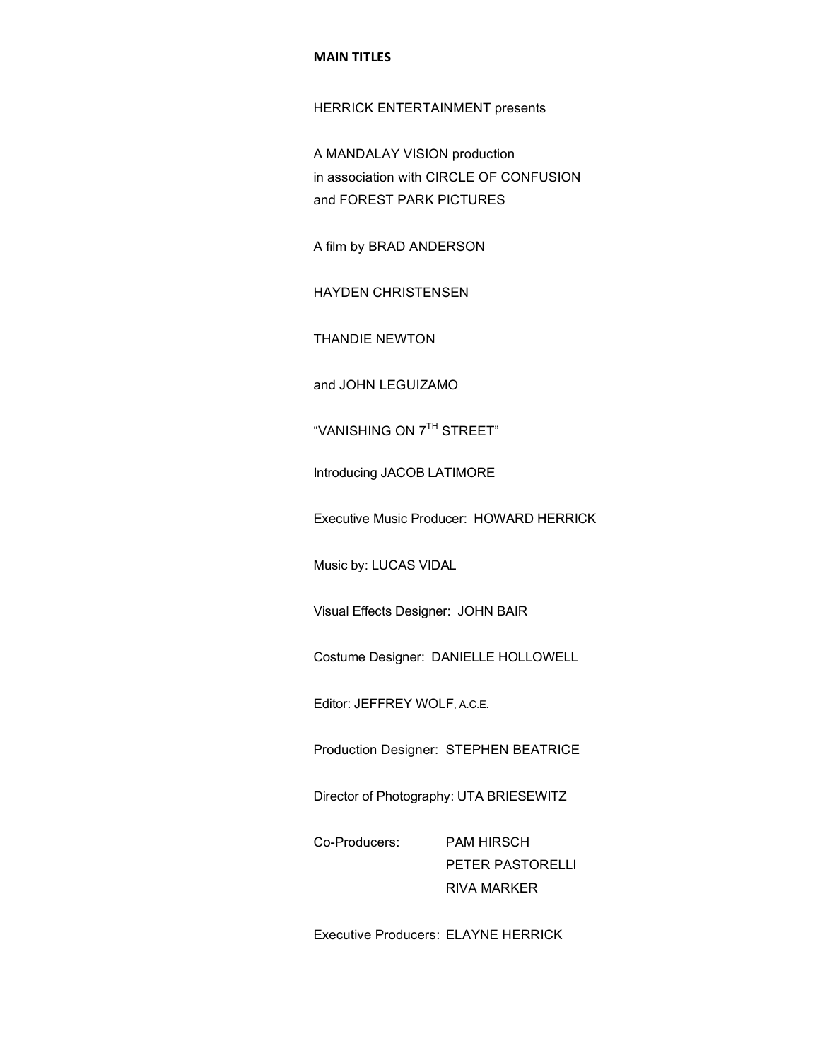**MAIN TITLES**

HERRICK ENTERTAINMENT presents

A MANDALAY VISION production
in association with CIRCLE OF CONFUSION
and FOREST PARK PICTURES

A film by BRAD ANDERSON

HAYDEN CHRISTENSEN

THANDIE NEWTON

and JOHN LEGUIZAMO

"VANISHING ON 7TH STREET"

Introducing JACOB LATIMORE

Executive Music Producer: HOWARD HERRICK

Music by: LUCAS VIDAL

Visual Effects Designer: JOHN BAIR

Costume Designer: DANIELLE HOLLOWELL

Editor: JEFFREY WOLF, A.C.E.

Production Designer: STEPHEN BEATRICE

Director of Photography: UTA BRIESEWITZ

Co-Producers: PAM HIRSCH
PETER PASTORELLI
RIVA MARKER

Executive Producers: ELAYNE HERRICK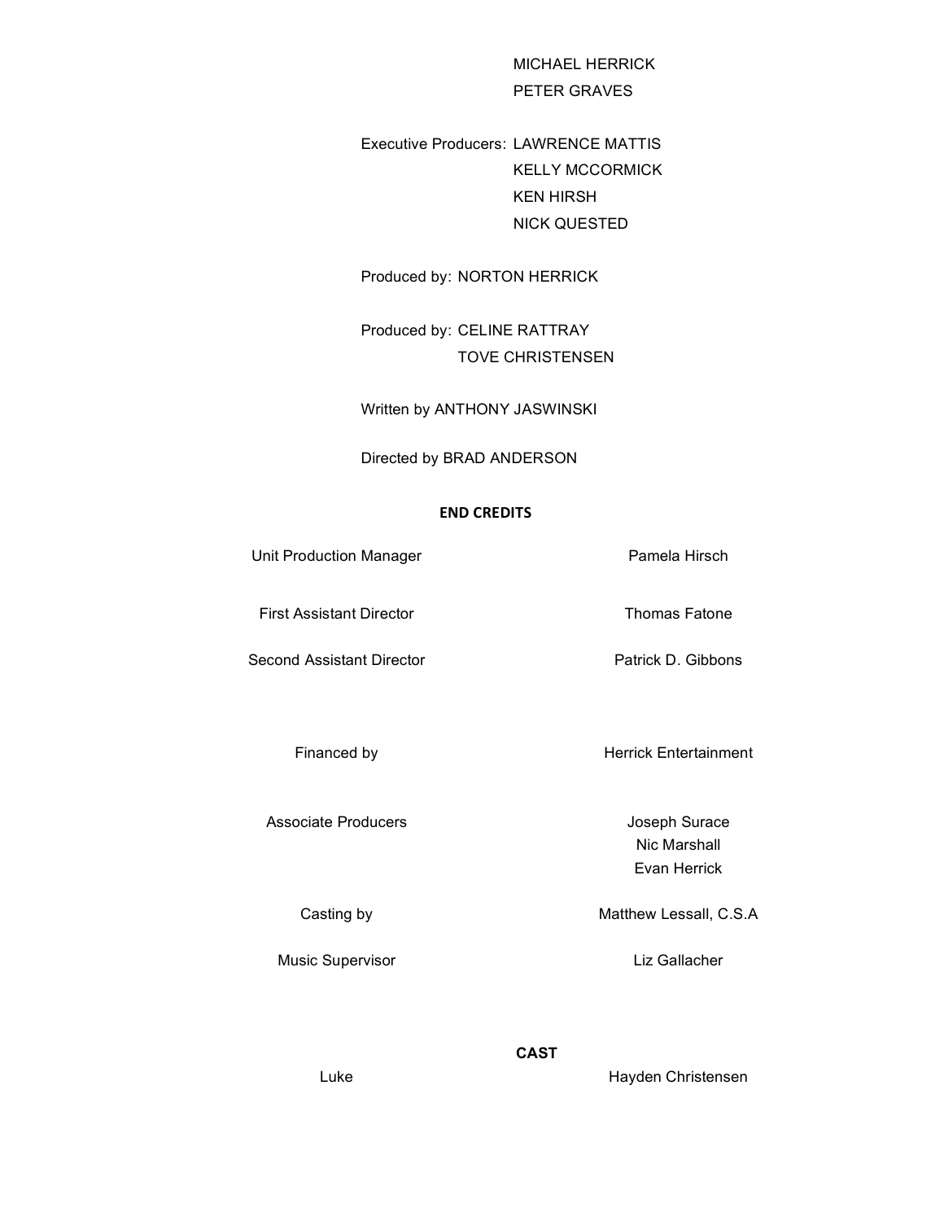MICHAEL HERRICK
PETER GRAVES

Executive Producers: LAWRENCE MATTIS
KELLY MCCORMICK
KEN HIRSH
NICK QUESTED

Produced by: NORTON HERRICK

Produced by: CELINE RATTRAY
TOVE CHRISTENSEN

Written by ANTHONY JASWINSKI

Directed by BRAD ANDERSON

**END CREDITS**

| | |
|---|---|
| Unit Production Manager | Pamela Hirsch |
| First Assistant Director | Thomas Fatone |
| Second Assistant Director | Patrick D. Gibbons |
| Financed by | Herrick Entertainment |
| Associate Producers | Joseph Surace<br>Nic Marshall<br>Evan Herrick |
| Casting by | Matthew Lessall, C.S.A |
| Music Supervisor | Liz Gallacher |

**CAST**

| | |
|---|---|
| Luke | Hayden Christensen |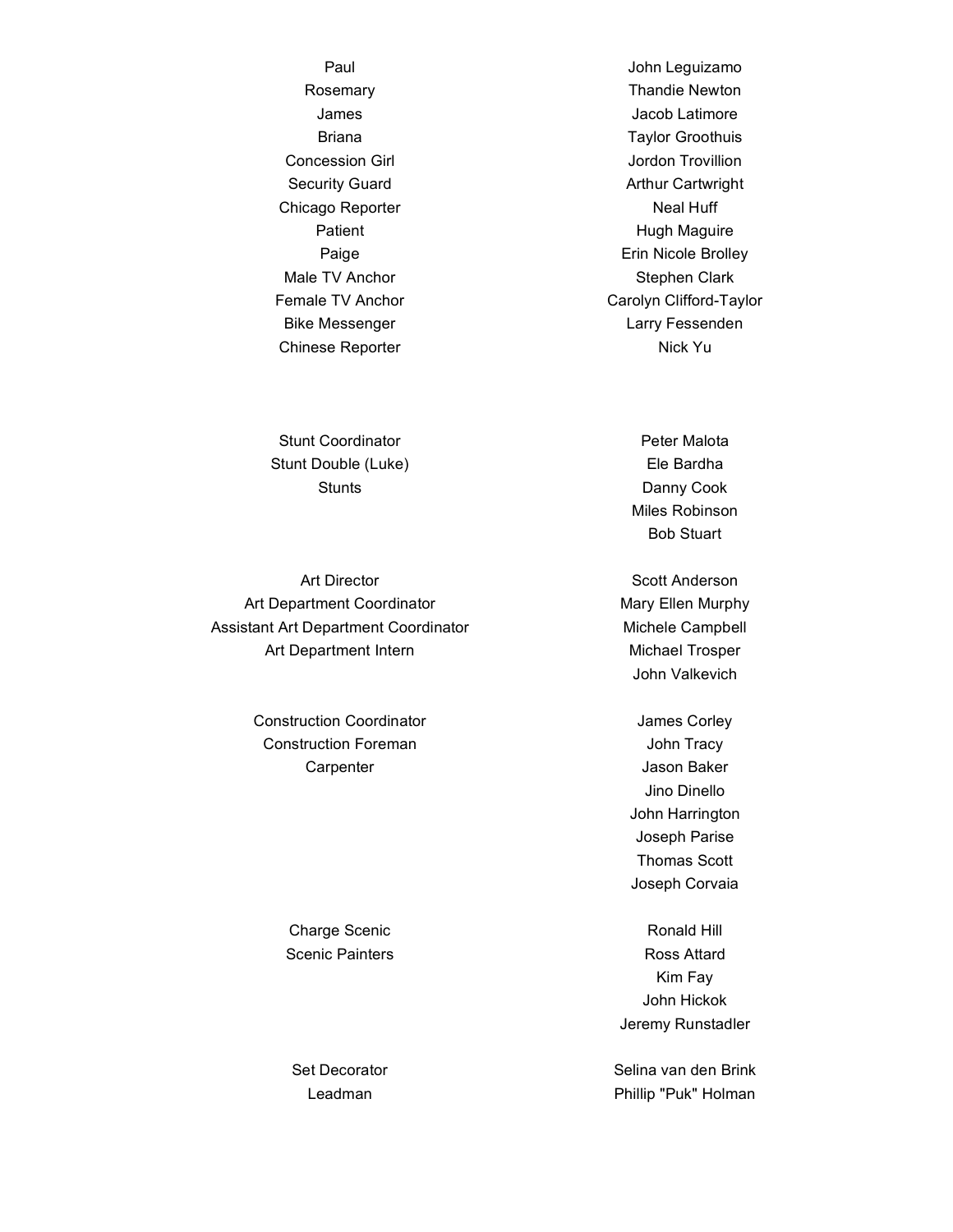| | |
|---|---|
| Paul | John Leguizamo |
| Rosemary | Thandie Newton |
| James | Jacob Latimore |
| Briana | Taylor Groothuis |
| Concession Girl | Jordon Trovillion |
| Security Guard | Arthur Cartwright |
| Chicago Reporter | Neal Huff |
| Patient | Hugh Maguire |
| Paige | Erin Nicole Brolley |
| Male TV Anchor | Stephen Clark |
| Female TV Anchor | Carolyn Clifford-Taylor |
| Bike Messenger | Larry Fessenden |
| Chinese Reporter | Nick Yu |

| | |
|---|---|
| Stunt Coordinator | Peter Malota |
| Stunt Double (Luke) | Ele Bardha |
| Stunts | Danny Cook |
| | Miles Robinson |
| | Bob Stuart |

| | |
|---|---|
| Art Director | Scott Anderson |
| Art Department Coordinator | Mary Ellen Murphy |
| Assistant Art Department Coordinator | Michele Campbell |
| Art Department Intern | Michael Trosper |
| | John Valkevich |

| | |
|---|---|
| Construction Coordinator | James Corley |
| Construction Foreman | John Tracy |
| Carpenter | Jason Baker |
| | Jino Dinello |
| | John Harrington |
| | Joseph Parise |
| | Thomas Scott |
| | Joseph Corvaia |

| | |
|---|---|
| Charge Scenic | Ronald Hill |
| Scenic Painters | Ross Attard |
| | Kim Fay |
| | John Hickok |
| | Jeremy Runstadler |

| | |
|---|---|
| Set Decorator | Selina van den Brink |
| Leadman | Phillip "Puk" Holman |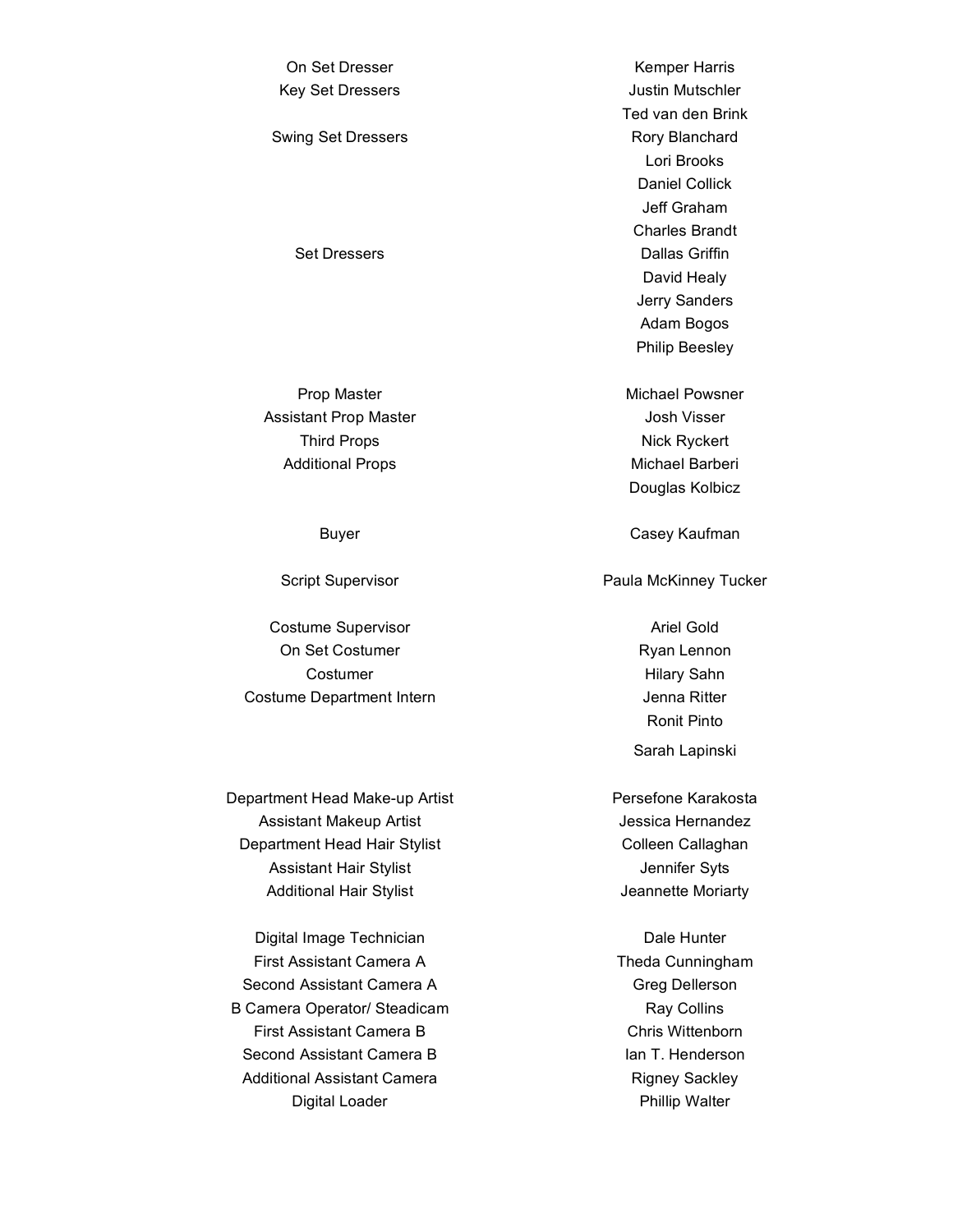| Role | Name |
| --- | --- |
| On Set Dresser | Kemper Harris |
| Key Set Dressers | Justin Mutschler |
| | Ted van den Brink |
| Swing Set Dressers | Rory Blanchard |
| | Lori Brooks |
| | Daniel Collick |
| | Jeff Graham |
| | Charles Brandt |
| Set Dressers | Dallas Griffin |
| | David Healy |
| | Jerry Sanders |
| | Adam Bogos |
| | Philip Beesley |
| | |
| Prop Master | Michael Powsner |
| Assistant Prop Master | Josh Visser |
| Third Props | Nick Ryckert |
| Additional Props | Michael Barberi |
| | Douglas Kolbicz |
| | |
| Buyer | Casey Kaufman |
| | |
| Script Supervisor | Paula McKinney Tucker |
| | |
| Costume Supervisor | Ariel Gold |
| On Set Costumer | Ryan Lennon |
| Costumer | Hilary Sahn |
| Costume Department Intern | Jenna Ritter |
| | Ronit Pinto |
| | Sarah Lapinski |
| | |
| Department Head Make-up Artist | Persefone Karakosta |
| Assistant Makeup Artist | Jessica Hernandez |
| Department Head Hair Stylist | Colleen Callaghan |
| Assistant Hair Stylist | Jennifer Syts |
| Additional Hair Stylist | Jeannette Moriarty |
| | |
| Digital Image Technician | Dale Hunter |
| First Assistant Camera A | Theda Cunningham |
| Second Assistant Camera A | Greg Dellerson |
| B Camera Operator/ Steadicam | Ray Collins |
| First Assistant Camera B | Chris Wittenborn |
| Second Assistant Camera B | Ian T. Henderson |
| Additional Assistant Camera | Rigney Sackley |
| Digital Loader | Phillip Walter |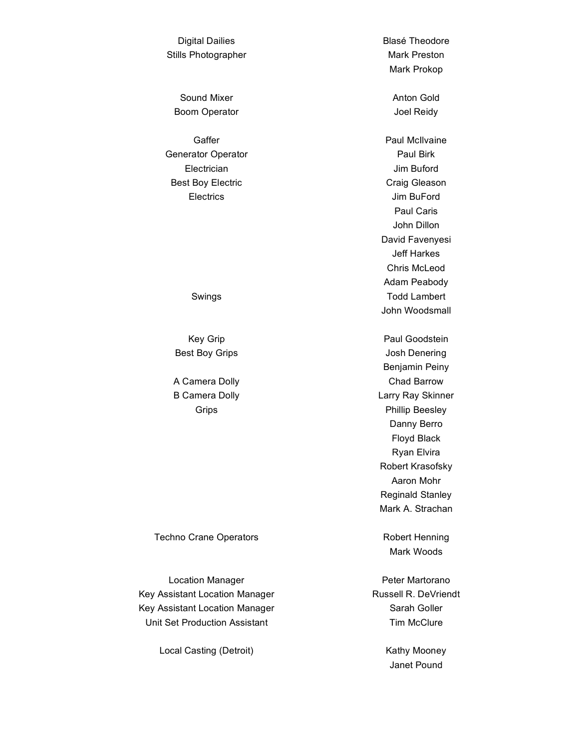| | |
|---|---|
| Digital Dailies | Blasé Theodore |
| Stills Photographer | Mark Preston |
| | Mark Prokop |
| | |
| Sound Mixer | Anton Gold |
| Boom Operator | Joel Reidy |
| | |
| Gaffer | Paul McIlvaine |
| Generator Operator | Paul Birk |
| Electrician | Jim Buford |
| Best Boy Electric | Craig Gleason |
| Electrics | Jim BuFord |
| | Paul Caris |
| | John Dillon |
| | David Favenyesi |
| | Jeff Harkes |
| | Chris McLeod |
| | Adam Peabody |
| Swings | Todd Lambert |
| | John Woodsmall |
| | |
| Key Grip | Paul Goodstein |
| Best Boy Grips | Josh Denering |
| | Benjamin Peiny |
| A Camera Dolly | Chad Barrow |
| B Camera Dolly | Larry Ray Skinner |
| Grips | Phillip Beesley |
| | Danny Berro |
| | Floyd Black |
| | Ryan Elvira |
| | Robert Krasofsky |
| | Aaron Mohr |
| | Reginald Stanley |
| | Mark A. Strachan |
| | |
| Techno Crane Operators | Robert Henning |
| | Mark Woods |
| | |
| Location Manager | Peter Martorano |
| Key Assistant Location Manager | Russell R. DeVriendt |
| Key Assistant Location Manager | Sarah Goller |
| Unit Set Production Assistant | Tim McClure |
| | |
| Local Casting (Detroit) | Kathy Mooney |
| | Janet Pound |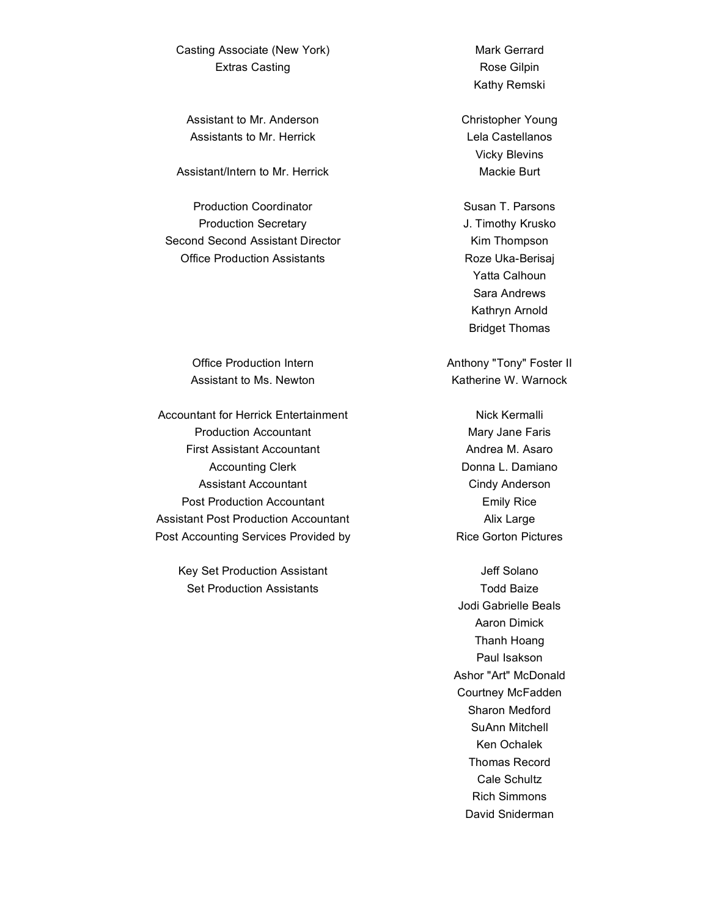| Role | Name |
|---|---|
| Casting Associate (New York) | Mark Gerrard |
| Extras Casting | Rose Gilpin |
| | Kathy Remski |
| Assistant to Mr. Anderson | Christopher Young |
| Assistants to Mr. Herrick | Lela Castellanos |
| | Vicky Blevins |
| Assistant/Intern to Mr. Herrick | Mackie Burt |
| Production Coordinator | Susan T. Parsons |
| Production Secretary | J. Timothy Krusko |
| Second Second Assistant Director | Kim Thompson |
| Office Production Assistants | Roze Uka-Berisaj |
| | Yatta Calhoun |
| | Sara Andrews |
| | Kathryn Arnold |
| | Bridget Thomas |
| Office Production Intern | Anthony "Tony" Foster II |
| Assistant to Ms. Newton | Katherine W. Warnock |
| Accountant for Herrick Entertainment | Nick Kermalli |
| Production Accountant | Mary Jane Faris |
| First Assistant Accountant | Andrea M. Asaro |
| Accounting Clerk | Donna L. Damiano |
| Assistant Accountant | Cindy Anderson |
| Post Production Accountant | Emily Rice |
| Assistant Post Production Accountant | Alix Large |
| Post Accounting Services Provided by | Rice Gorton Pictures |
| Key Set Production Assistant | Jeff Solano |
| Set Production Assistants | Todd Baize |
| | Jodi Gabrielle Beals |
| | Aaron Dimick |
| | Thanh Hoang |
| | Paul Isakson |
| | Ashor "Art" McDonald |
| | Courtney McFadden |
| | Sharon Medford |
| | SuAnn Mitchell |
| | Ken Ochalek |
| | Thomas Record |
| | Cale Schultz |
| | Rich Simmons |
| | David Sniderman |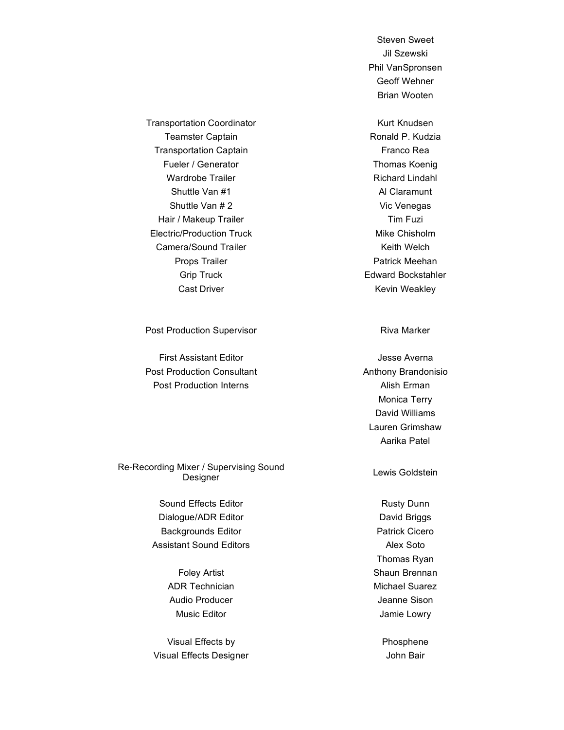| | |
|---|---|
| | Steven Sweet |
| | Jil Szewski |
| | Phil VanSpronsen |
| | Geoff Wehner |
| | Brian Wooten |
| | |
| Transportation Coordinator | Kurt Knudsen |
| Teamster Captain | Ronald P. Kudzia |
| Transportation Captain | Franco Rea |
| Fueler / Generator | Thomas Koenig |
| Wardrobe Trailer | Richard Lindahl |
| Shuttle Van #1 | Al Claramunt |
| Shuttle Van # 2 | Vic Venegas |
| Hair / Makeup Trailer | Tim Fuzi |
| Electric/Production Truck | Mike Chisholm |
| Camera/Sound Trailer | Keith Welch |
| Props Trailer | Patrick Meehan |
| Grip Truck | Edward Bockstahler |
| Cast Driver | Kevin Weakley |
| | |
| Post Production Supervisor | Riva Marker |
| | |
| First Assistant Editor | Jesse Averna |
| Post Production Consultant | Anthony Brandonisio |
| Post Production Interns | Alish Erman |
| | Monica Terry |
| | David Williams |
| | Lauren Grimshaw |
| | Aarika Patel |
| | |
| Re-Recording Mixer / Supervising Sound Designer | Lewis Goldstein |
| | |
| Sound Effects Editor | Rusty Dunn |
| Dialogue/ADR Editor | David Briggs |
| Backgrounds Editor | Patrick Cicero |
| Assistant Sound Editors | Alex Soto |
| | Thomas Ryan |
| Foley Artist | Shaun Brennan |
| ADR Technician | Michael Suarez |
| Audio Producer | Jeanne Sison |
| Music Editor | Jamie Lowry |
| | |
| Visual Effects by | Phosphene |
| Visual Effects Designer | John Bair |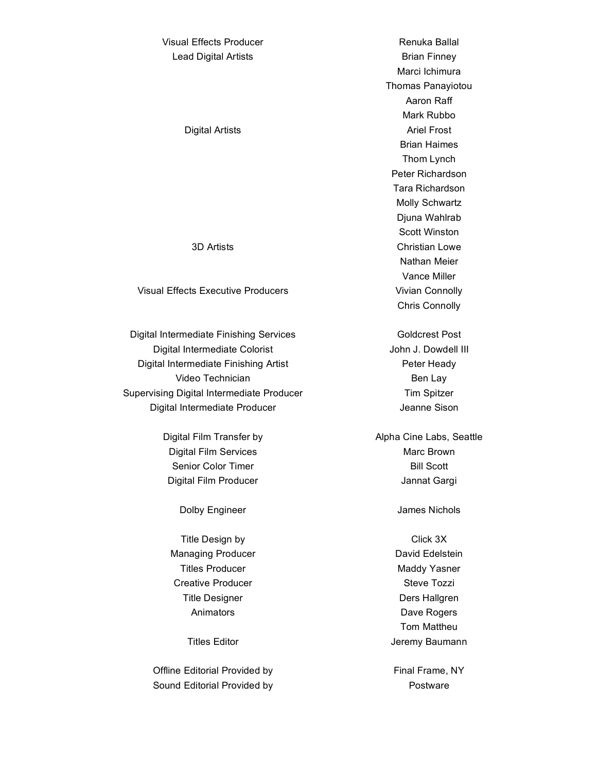| Role | Name |
| --- | --- |
| Visual Effects Producer | Renuka Ballal |
| Lead Digital Artists | Brian Finney |
| | Marci Ichimura |
| | Thomas Panayiotou |
| | Aaron Raff |
| | Mark Rubbo |
| Digital Artists | Ariel Frost |
| | Brian Haimes |
| | Thom Lynch |
| | Peter Richardson |
| | Tara Richardson |
| | Molly Schwartz |
| | Djuna Wahlrab |
| | Scott Winston |
| 3D Artists | Christian Lowe |
| | Nathan Meier |
| | Vance Miller |
| Visual Effects Executive Producers | Vivian Connolly |
| | Chris Connolly |
| | |
| Digital Intermediate Finishing Services | Goldcrest Post |
| Digital Intermediate Colorist | John J. Dowdell III |
| Digital Intermediate Finishing Artist | Peter Heady |
| Video Technician | Ben Lay |
| Supervising Digital Intermediate Producer | Tim Spitzer |
| Digital Intermediate Producer | Jeanne Sison |
| | |
| Digital Film Transfer by | Alpha Cine Labs, Seattle |
| Digital Film Services | Marc Brown |
| Senior Color Timer | Bill Scott |
| Digital Film Producer | Jannat Gargi |
| | |
| Dolby Engineer | James Nichols |
| | |
| Title Design by | Click 3X |
| Managing Producer | David Edelstein |
| Titles Producer | Maddy Yasner |
| Creative Producer | Steve Tozzi |
| Title Designer | Ders Hallgren |
| Animators | Dave Rogers |
| | Tom Mattheu |
| Titles Editor | Jeremy Baumann |
| | |
| Offline Editorial Provided by | Final Frame, NY |
| Sound Editorial Provided by | Postware |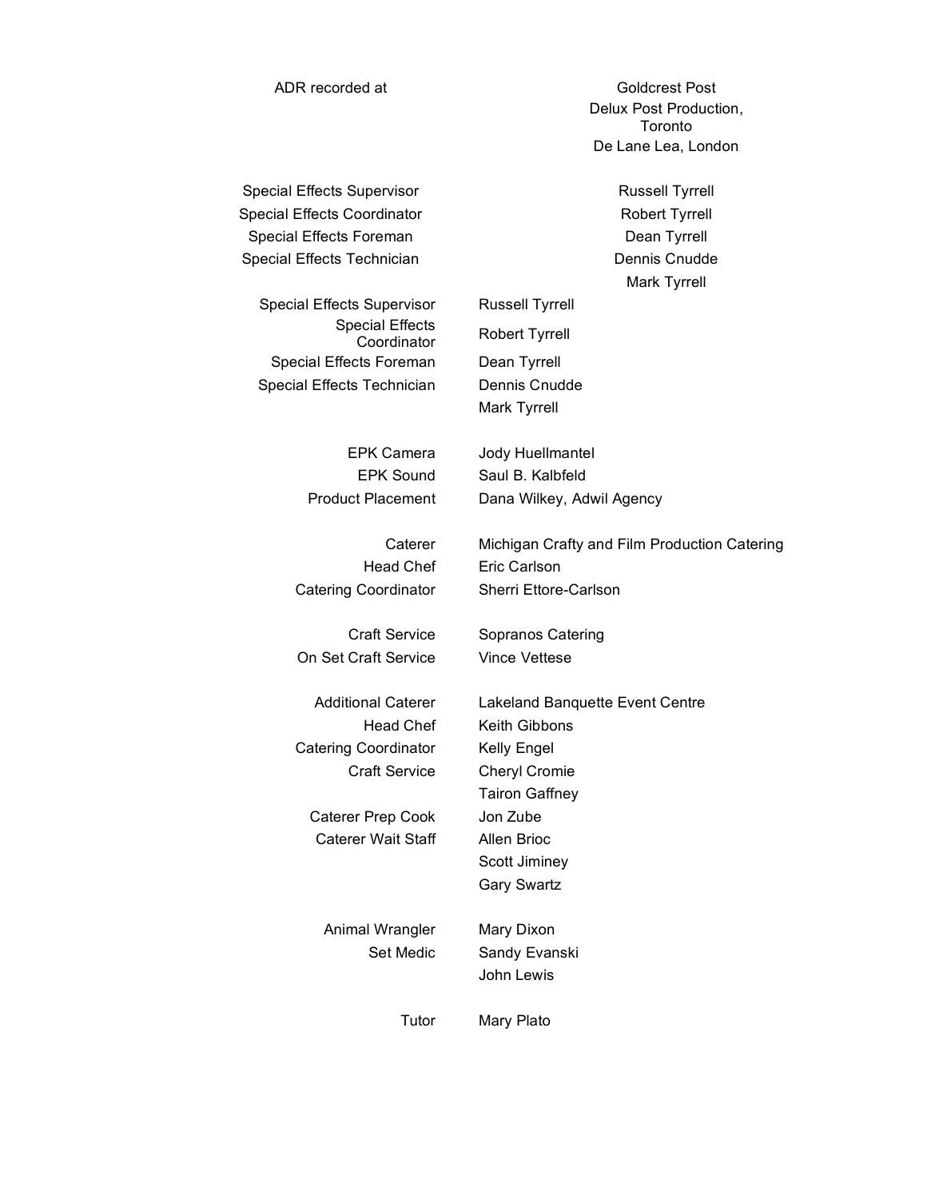| | |
|---|---|
| ADR recorded at | Goldcrest Post |
| | Delux Post Production, Toronto |
| | De Lane Lea, London |
| | |
| Special Effects Supervisor | Russell Tyrrell |
| Special Effects Coordinator | Robert Tyrrell |
| Special Effects Foreman | Dean Tyrrell |
| Special Effects Technician | Dennis Cnudde |
| | Mark Tyrrell |
| Special Effects Supervisor | Russell Tyrrell |
| Special Effects Coordinator | Robert Tyrrell |
| Special Effects Foreman | Dean Tyrrell |
| Special Effects Technician | Dennis Cnudde |
| | Mark Tyrrell |
| | |
| EPK Camera | Jody Huellmantel |
| EPK Sound | Saul B. Kalbfeld |
| Product Placement | Dana Wilkey, Adwil Agency |
| | |
| Caterer | Michigan Crafty and Film Production Catering |
| Head Chef | Eric Carlson |
| Catering Coordinator | Sherri Ettore-Carlson |
| | |
| Craft Service | Sopranos Catering |
| On Set Craft Service | Vince Vettese |
| | |
| Additional Caterer | Lakeland Banquette Event Centre |
| Head Chef | Keith Gibbons |
| Catering Coordinator | Kelly Engel |
| Craft Service | Cheryl Cromie |
| | Tairon Gaffney |
| Caterer Prep Cook | Jon Zube |
| Caterer Wait Staff | Allen Brioc |
| | Scott Jiminey |
| | Gary Swartz |
| | |
| Animal Wrangler | Mary Dixon |
| Set Medic | Sandy Evanski |
| | John Lewis |
| | |
| Tutor | Mary Plato |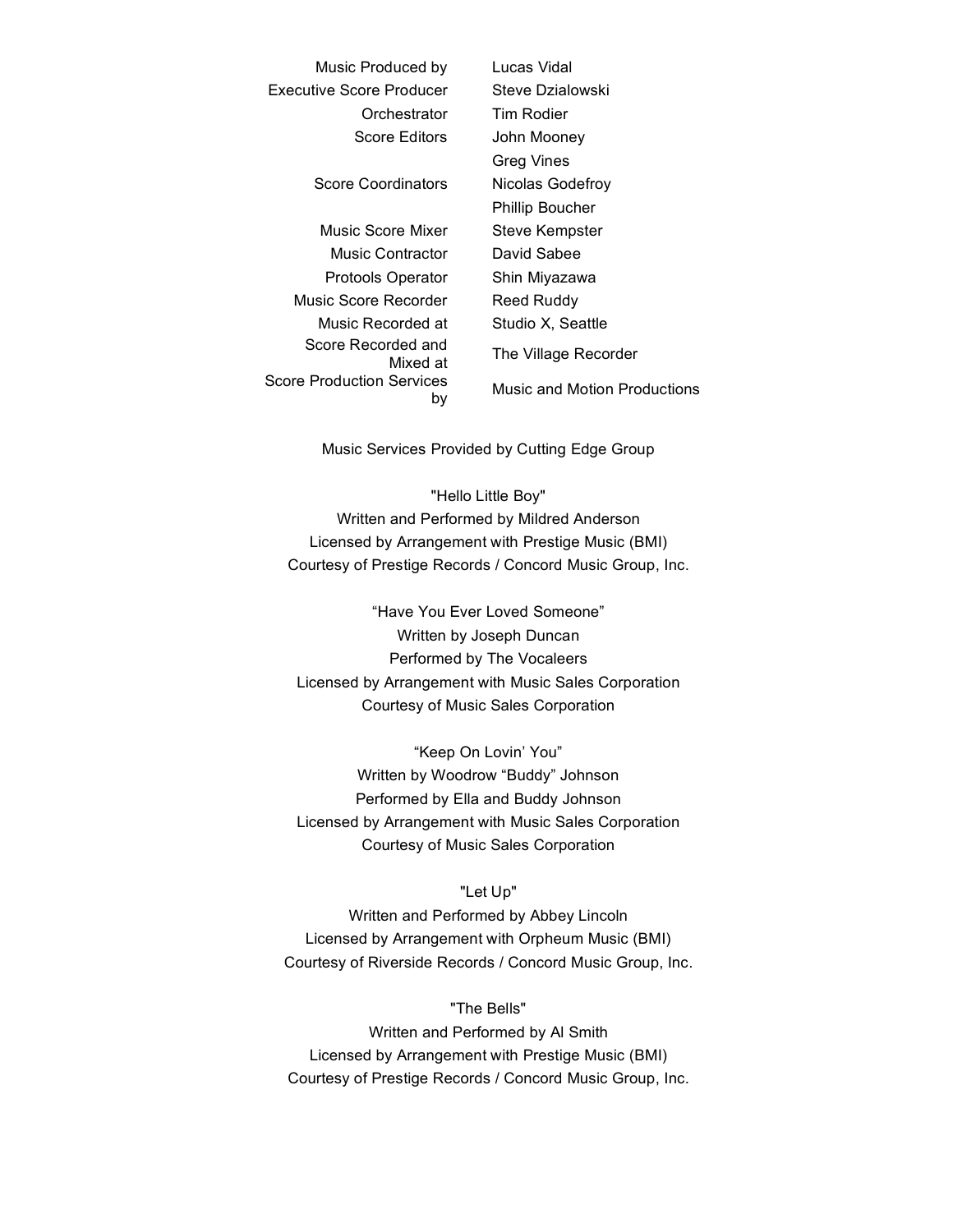| | |
|---|---|
| Music Produced by | Lucas Vidal |
| Executive Score Producer | Steve Dzialowski |
| Orchestrator | Tim Rodier |
| Score Editors | John Mooney |
| | Greg Vines |
| Score Coordinators | Nicolas Godefroy |
| | Phillip Boucher |
| Music Score Mixer | Steve Kempster |
| Music Contractor | David Sabee |
| Protools Operator | Shin Miyazawa |
| Music Score Recorder | Reed Ruddy |
| Music Recorded at | Studio X, Seattle |
| Score Recorded and Mixed at | The Village Recorder |
| Score Production Services by | Music and Motion Productions |

Music Services Provided by Cutting Edge Group

"Hello Little Boy"
Written and Performed by Mildred Anderson
Licensed by Arrangement with Prestige Music (BMI)
Courtesy of Prestige Records / Concord Music Group, Inc.

"Have You Ever Loved Someone"
Written by Joseph Duncan
Performed by The Vocaleers
Licensed by Arrangement with Music Sales Corporation
Courtesy of Music Sales Corporation

"Keep On Lovin' You"
Written by Woodrow "Buddy" Johnson
Performed by Ella and Buddy Johnson
Licensed by Arrangement with Music Sales Corporation
Courtesy of Music Sales Corporation

"Let Up"
Written and Performed by Abbey Lincoln
Licensed by Arrangement with Orpheum Music (BMI)
Courtesy of Riverside Records / Concord Music Group, Inc.

"The Bells"
Written and Performed by Al Smith
Licensed by Arrangement with Prestige Music (BMI)
Courtesy of Prestige Records / Concord Music Group, Inc.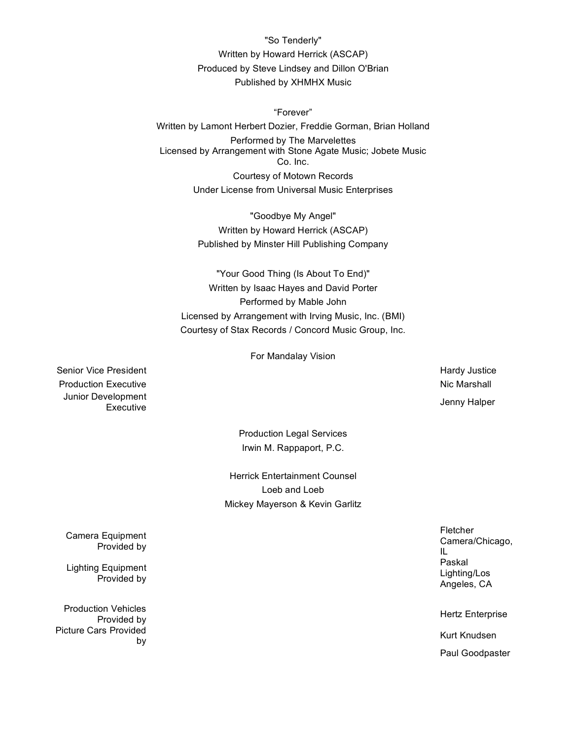"So Tenderly"
Written by Howard Herrick (ASCAP)
Produced by Steve Lindsey and Dillon O'Brian
Published by XHMHX Music

"Forever"
Written by Lamont Herbert Dozier, Freddie Gorman, Brian Holland
Performed by The Marvelettes
Licensed by Arrangement with Stone Agate Music; Jobete Music Co. Inc.
Courtesy of Motown Records
Under License from Universal Music Enterprises

"Goodbye My Angel"
Written by Howard Herrick (ASCAP)
Published by Minster Hill Publishing Company

"Your Good Thing (Is About To End)"
Written by Isaac Hayes and David Porter
Performed by Mable John
Licensed by Arrangement with Irving Music, Inc. (BMI)
Courtesy of Stax Records / Concord Music Group, Inc.

For Mandalay Vision

| | |
|---|---|
| Senior Vice President | Hardy Justice |
| Production Executive | Nic Marshall |
| Junior Development Executive | Jenny Halper |

Production Legal Services
Irwin M. Rappaport, P.C.

Herrick Entertainment Counsel
Loeb and Loeb
Mickey Mayerson & Kevin Garlitz

| | |
|---|---|
| Camera Equipment Provided by | Fletcher Camera/Chicago, IL |
| Lighting Equipment Provided by | Paskal Lighting/Los Angeles, CA |
| Production Vehicles Provided by | Hertz Enterprise |
| Picture Cars Provided by | Kurt Knudsen |
| | Paul Goodpaster |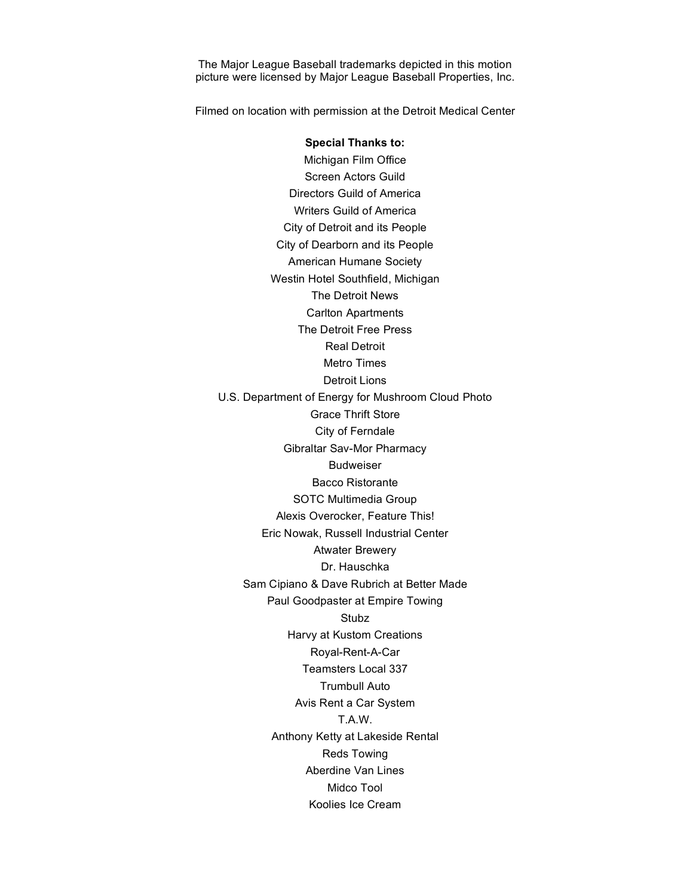The Major League Baseball trademarks depicted in this motion picture were licensed by Major League Baseball Properties, Inc.

Filmed on location with permission at the Detroit Medical Center

**Special Thanks to:**

Michigan Film Office
Screen Actors Guild
Directors Guild of America
Writers Guild of America
City of Detroit and its People
City of Dearborn and its People
American Humane Society
Westin Hotel Southfield, Michigan
The Detroit News
Carlton Apartments
The Detroit Free Press
Real Detroit
Metro Times
Detroit Lions
U.S. Department of Energy for Mushroom Cloud Photo
Grace Thrift Store
City of Ferndale
Gibraltar Sav-Mor Pharmacy
Budweiser
Bacco Ristorante
SOTC Multimedia Group
Alexis Overocker, Feature This!
Eric Nowak, Russell Industrial Center
Atwater Brewery
Dr. Hauschka
Sam Cipiano & Dave Rubrich at Better Made
Paul Goodpaster at Empire Towing
Stubz
Harvy at Kustom Creations
Royal-Rent-A-Car
Teamsters Local 337
Trumbull Auto
Avis Rent a Car System
T.A.W.
Anthony Ketty at Lakeside Rental
Reds Towing
Aberdine Van Lines
Midco Tool
Koolies Ice Cream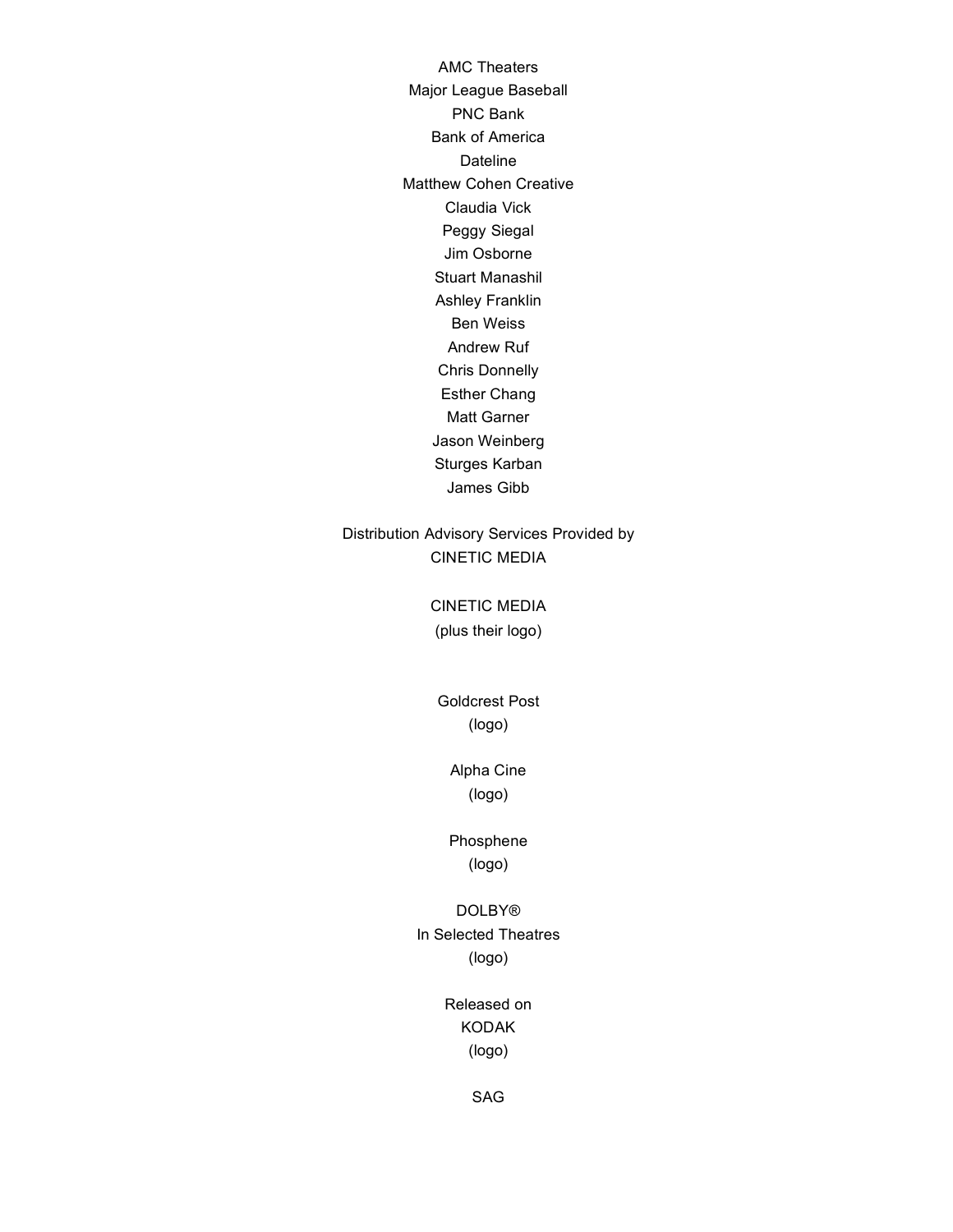AMC Theaters
Major League Baseball
PNC Bank
Bank of America
Dateline
Matthew Cohen Creative
Claudia Vick
Peggy Siegal
Jim Osborne
Stuart Manashil
Ashley Franklin
Ben Weiss
Andrew Ruf
Chris Donnelly
Esther Chang
Matt Garner
Jason Weinberg
Sturges Karban
James Gibb

Distribution Advisory Services Provided by
CINETIC MEDIA

CINETIC MEDIA
(plus their logo)

Goldcrest Post
(logo)

Alpha Cine
(logo)

Phosphene
(logo)

DOLBY®
In Selected Theatres
(logo)

Released on
KODAK
(logo)

SAG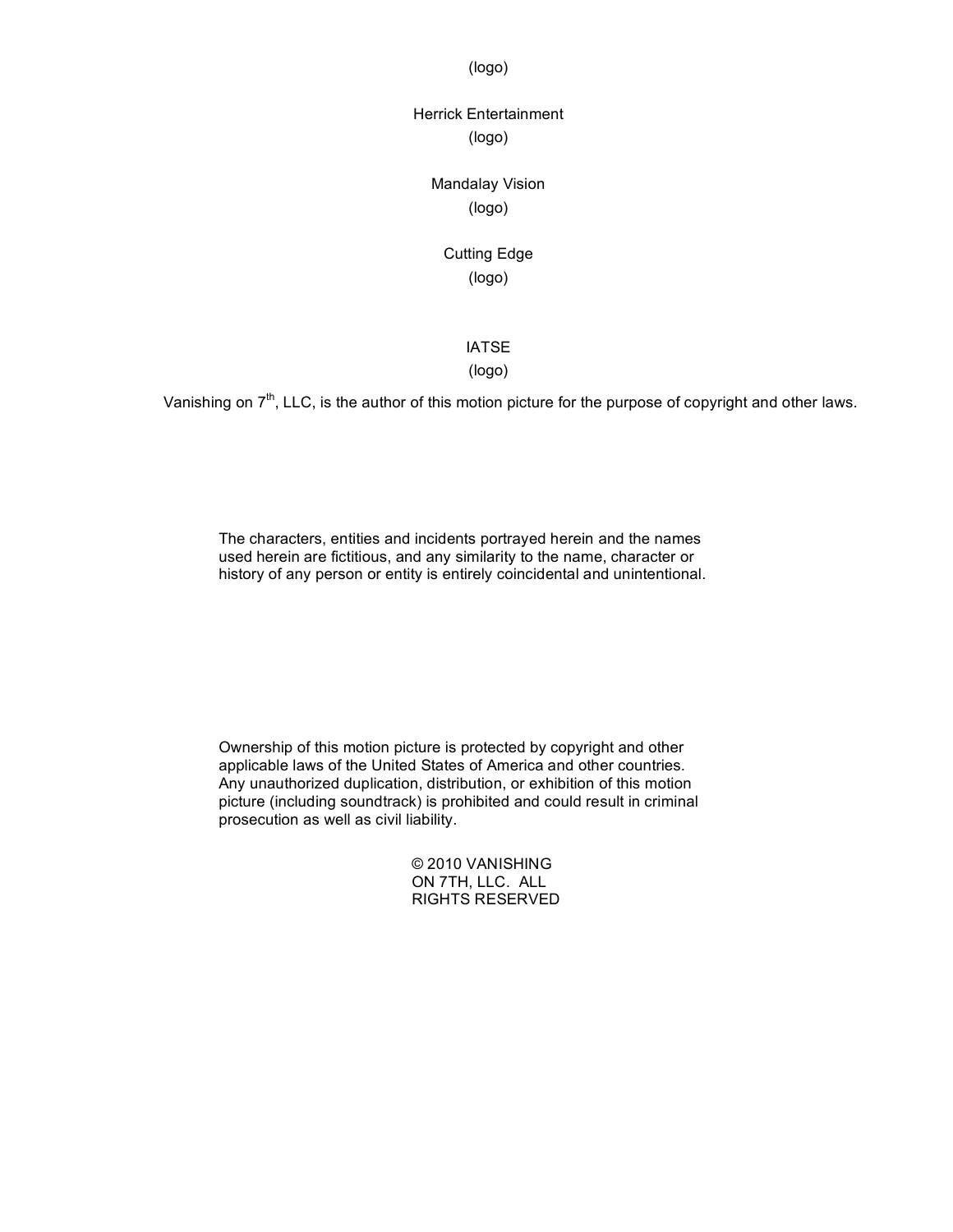(logo)

Herrick Entertainment

(logo)

Mandalay Vision

(logo)

Cutting Edge

(logo)

IATSE

(logo)

Vanishing on 7th, LLC, is the author of this motion picture for the purpose of copyright and other laws.

The characters, entities and incidents portrayed herein and the names used herein are fictitious, and any similarity to the name, character or history of any person or entity is entirely coincidental and unintentional.

Ownership of this motion picture is protected by copyright and other applicable laws of the United States of America and other countries. Any unauthorized duplication, distribution, or exhibition of this motion picture (including soundtrack) is prohibited and could result in criminal prosecution as well as civil liability.

© 2010 VANISHING ON 7TH, LLC. ALL RIGHTS RESERVED